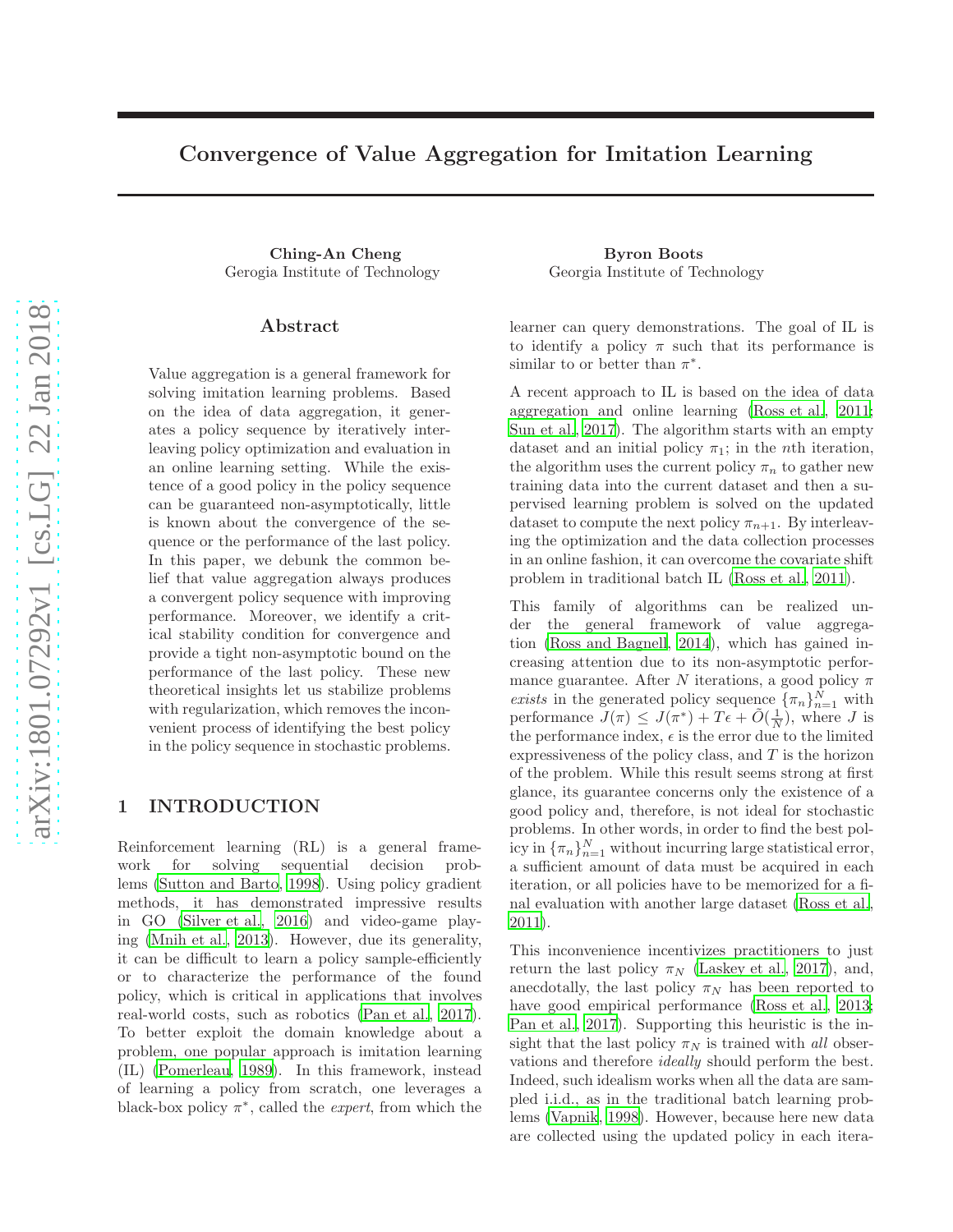# Convergence of Value Aggregation for Imitation Learning

**Ching-An Cheng**
Gerogia Institute of Technology

**Byron Boots**
Georgia Institute of Technology

## Abstract

Value aggregation is a general framework for solving imitation learning problems. Based on the idea of data aggregation, it generates a policy sequence by iteratively interleaving policy optimization and evaluation in an online learning setting. While the existence of a good policy in the policy sequence can be guaranteed non-asymptotically, little is known about the convergence of the sequence or the performance of the last policy. In this paper, we debunk the common belief that value aggregation always produces a convergent policy sequence with improving performance. Moreover, we identify a critical stability condition for convergence and provide a tight non-asymptotic bound on the performance of the last policy. These new theoretical insights let us stabilize problems with regularization, which removes the inconvenient process of identifying the best policy in the policy sequence in stochastic problems.

## 1 INTRODUCTION

Reinforcement learning (RL) is a general framework for solving sequential decision problems (Sutton and Barto, 1998). Using policy gradient methods, it has demonstrated impressive results in GO (Silver et al., 2016) and video-game playing (Mnih et al., 2013). However, due its generality, it can be difficult to learn a policy sample-efficiently or to characterize the performance of the found policy, which is critical in applications that involves real-world costs, such as robotics (Pan et al., 2017). To better exploit the domain knowledge about a problem, one popular approach is imitation learning (IL) (Pomerleau, 1989). In this framework, instead of learning a policy from scratch, one leverages a black-box policy $\pi^*$, called the *expert*, from which the learner can query demonstrations. The goal of IL is to identify a policy $\pi$ such that its performance is similar to or better than $\pi^*$.

A recent approach to IL is based on the idea of data aggregation and online learning (Ross et al., 2011; Sun et al., 2017). The algorithm starts with an empty dataset and an initial policy $\pi_1$; in the $n$th iteration, the algorithm uses the current policy $\pi_n$ to gather new training data into the current dataset and then a supervised learning problem is solved on the updated dataset to compute the next policy $\pi_{n+1}$. By interleaving the optimization and the data collection processes in an online fashion, it can overcome the covariate shift problem in traditional batch IL (Ross et al., 2011).

This family of algorithms can be realized under the general framework of value aggregation (Ross and Bagnell, 2014), which has gained increasing attention due to its non-asymptotic performance guarantee. After $N$ iterations, a good policy $\pi$ *exists* in the generated policy sequence $\{\pi_n\}_{n=1}^N$ with performance $J(\pi) \le J(\pi^*) + T\epsilon + \tilde{O}(\frac{1}{N})$, where $J$ is the performance index, $\epsilon$ is the error due to the limited expressiveness of the policy class, and $T$ is the horizon of the problem. While this result seems strong at first glance, its guarantee concerns only the existence of a good policy and, therefore, is not ideal for stochastic problems. In other words, in order to find the best policy in $\{\pi_n\}_{n=1}^N$ without incurring large statistical error, a sufficient amount of data must be acquired in each iteration, or all policies have to be memorized for a final evaluation with another large dataset (Ross et al., 2011).

This inconvenience incentivizes practitioners to just return the last policy $\pi_N$ (Laskey et al., 2017), and, anecdotally, the last policy $\pi_N$ has been reported to have good empirical performance (Ross et al., 2013; Pan et al., 2017). Supporting this heuristic is the insight that the last policy $\pi_N$ is trained with *all* observations and therefore *ideally* should perform the best. Indeed, such idealism works when all the data are sampled i.i.d., as in the traditional batch learning problems (Vapnik, 1998). However, because here new data are collected using the updated policy in each itera-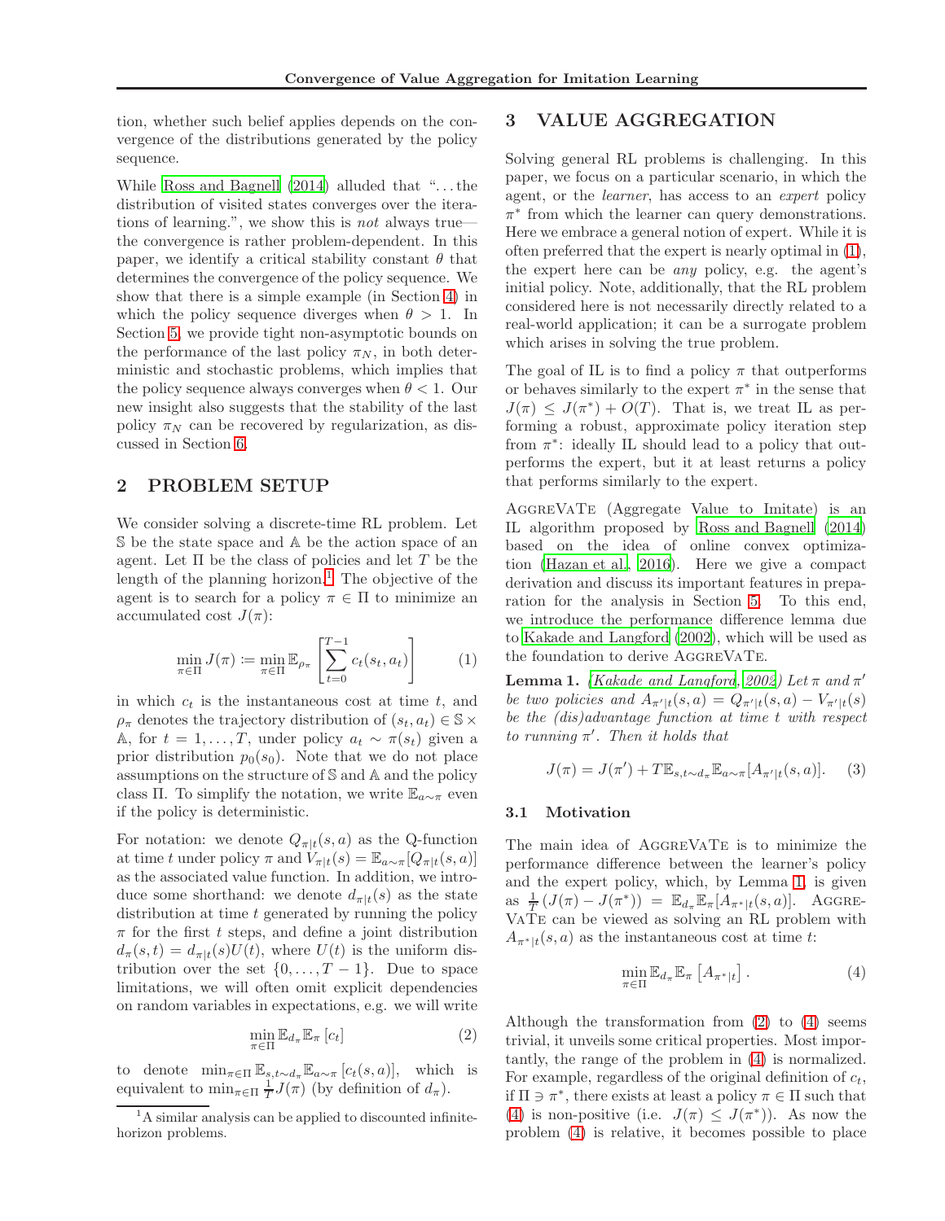tion, whether such belief applies depends on the convergence of the distributions generated by the policy sequence.

While Ross and Bagnell (2014) alluded that "...the distribution of visited states converges over the iterations of learning.", we show this is *not* always true—the convergence is rather problem-dependent. In this paper, we identify a critical stability constant $\theta$ that determines the convergence of the policy sequence. We show that there is a simple example (in Section 4) in which the policy sequence diverges when $\theta > 1$. In Section 5, we provide tight non-asymptotic bounds on the performance of the last policy $\pi_N$, in both deterministic and stochastic problems, which implies that the policy sequence always converges when $\theta < 1$. Our new insight also suggests that the stability of the last policy $\pi_N$ can be recovered by regularization, as discussed in Section 6.

## 2 PROBLEM SETUP

We consider solving a discrete-time RL problem. Let $\mathbb{S}$ be the state space and $\mathbb{A}$ be the action space of an agent. Let $\Pi$ be the class of policies and let $T$ be the length of the planning horizon.[1] The objective of the agent is to search for a policy $\pi \in \Pi$ to minimize an accumulated cost $J(\pi)$:

$$\min_{\pi \in \Pi} J(\pi) \coloneqq \min_{\pi \in \Pi} \mathbb{E}_{\rho_\pi}\left[\sum_{t=0}^{T-1} c_t(s_t, a_t)\right] \tag{1}$$

in which $c_t$ is the instantaneous cost at time $t$, and $\rho_\pi$ denotes the trajectory distribution of $(s_t, a_t) \in \mathbb{S} \times \mathbb{A}$, for $t = 1, \dots, T$, under policy $a_t \sim \pi(s_t)$ given a prior distribution $p_0(s_0)$. Note that we do not place assumptions on the structure of $\mathbb{S}$ and $\mathbb{A}$ and the policy class $\Pi$. To simplify the notation, we write $\mathbb{E}_{a\sim\pi}$ even if the policy is deterministic.

For notation: we denote $Q_{\pi|t}(s,a)$ as the Q-function at time $t$ under policy $\pi$ and $V_{\pi|t}(s) = \mathbb{E}_{a\sim\pi}[Q_{\pi|t}(s,a)]$ as the associated value function. In addition, we introduce some shorthand: we denote $d_{\pi|t}(s)$ as the state distribution at time $t$ generated by running the policy $\pi$ for the first $t$ steps, and define a joint distribution $d_\pi(s,t) = d_{\pi|t}(s)U(t)$, where $U(t)$ is the uniform distribution over the set $\{0, \dots, T-1\}$. Due to space limitations, we will often omit explicit dependencies on random variables in expectations, e.g. we will write

$$\min_{\pi \in \Pi} \mathbb{E}_{d_\pi} \mathbb{E}_\pi [c_t] \tag{2}$$

to denote $\min_{\pi \in \Pi} \mathbb{E}_{s,t\sim d_\pi} \mathbb{E}_{a\sim\pi} [c_t(s,a)]$, which is equivalent to $\min_{\pi\in\Pi} \frac{1}{T} J(\pi)$ (by definition of $d_\pi$).

[1] A similar analysis can be applied to discounted infinite-horizon problems.

## 3 VALUE AGGREGATION

Solving general RL problems is challenging. In this paper, we focus on a particular scenario, in which the agent, or the *learner*, has access to an *expert* policy $\pi^*$ from which the learner can query demonstrations. Here we embrace a general notion of expert. While it is often preferred that the expert is nearly optimal in (1), the expert here can be *any* policy, e.g. the agent's initial policy. Note, additionally, that the RL problem considered here is not necessarily directly related to a real-world application; it can be a surrogate problem which arises in solving the true problem.

The goal of IL is to find a policy $\pi$ that outperforms or behaves similarly to the expert $\pi^*$ in the sense that $J(\pi) \leq J(\pi^*) + O(T)$. That is, we treat IL as performing a robust, approximate policy iteration step from $\pi^*$: ideally IL should lead to a policy that outperforms the expert, but it at least returns a policy that performs similarly to the expert.

AggreVaTe (Aggregate Value to Imitate) is an IL algorithm proposed by Ross and Bagnell (2014) based on the idea of online convex optimization (Hazan et al., 2016). Here we give a compact derivation and discuss its important features in preparation for the analysis in Section 5. To this end, we introduce the performance difference lemma due to Kakade and Langford (2002), which will be used as the foundation to derive AggreVaTe.

**Lemma 1.** *(Kakade and Langford, 2002) Let $\pi$ and $\pi'$ be two policies and $A_{\pi'|t}(s,a) = Q_{\pi'|t}(s,a) - V_{\pi'|t}(s)$ be the (dis)advantage function at time $t$ with respect to running $\pi'$. Then it holds that*

$$J(\pi) = J(\pi') + T\mathbb{E}_{s,t\sim d_\pi}\mathbb{E}_{a\sim\pi}[A_{\pi'|t}(s,a)]. \tag{3}$$

### 3.1 Motivation

The main idea of AggreVaTe is to minimize the performance difference between the learner's policy and the expert policy, which, by Lemma 1, is given as $\frac{1}{T}(J(\pi) - J(\pi^*)) = \mathbb{E}_{d_\pi}\mathbb{E}_\pi[A_{\pi^*|t}(s,a)]$. AggreVaTe can be viewed as solving an RL problem with $A_{\pi^*|t}(s,a)$ as the instantaneous cost at time $t$:

$$\min_{\pi\in\Pi} \mathbb{E}_{d_\pi}\mathbb{E}_\pi\left[A_{\pi^*|t}\right]. \tag{4}$$

Although the transformation from (2) to (4) seems trivial, it unveils some critical properties. Most importantly, the range of the problem in (4) is normalized. For example, regardless of the original definition of $c_t$, if $\Pi \ni \pi^*$, there exists at least a policy $\pi \in \Pi$ such that (4) is non-positive (i.e. $J(\pi) \leq J(\pi^*)$). As now the problem (4) is relative, it becomes possible to place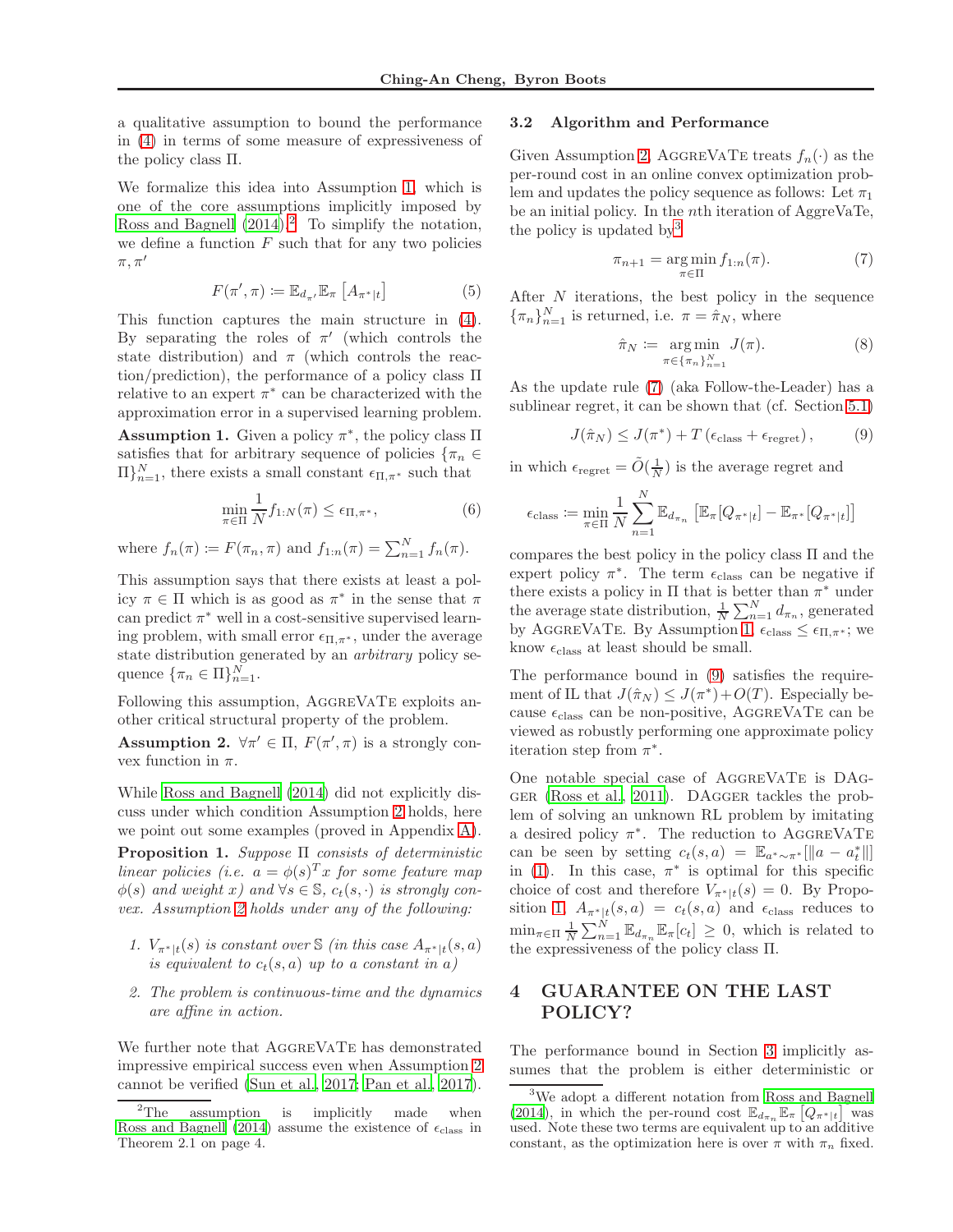a qualitative assumption to bound the performance in (4) in terms of some measure of expressiveness of the policy class $\Pi$.

We formalize this idea into Assumption 1, which is one of the core assumptions implicitly imposed by Ross and Bagnell (2014).[2] To simplify the notation, we define a function $F$ such that for any two policies $\pi, \pi'$

$$F(\pi', \pi) \coloneqq \mathbb{E}_{d_{\pi'}} \mathbb{E}_{\pi} \left[ A_{\pi^*|t} \right] \tag{5}$$

This function captures the main structure in (4). By separating the roles of $\pi'$ (which controls the state distribution) and $\pi$ (which controls the reaction/prediction), the performance of a policy class $\Pi$ relative to an expert $\pi^*$ can be characterized with the approximation error in a supervised learning problem.

**Assumption 1.** Given a policy $\pi^*$, the policy class $\Pi$ satisfies that for arbitrary sequence of policies $\{\pi_n \in \Pi\}_{n=1}^N$, there exists a small constant $\epsilon_{\Pi,\pi^*}$ such that

$$\min_{\pi \in \Pi} \frac{1}{N} f_{1:N}(\pi) \leq \epsilon_{\Pi,\pi^*}, \tag{6}$$

where $f_n(\pi) \coloneqq F(\pi_n, \pi)$ and $f_{1:n}(\pi) = \sum_{n=1}^N f_n(\pi)$.

This assumption says that there exists at least a policy $\pi \in \Pi$ which is as good as $\pi^*$ in the sense that $\pi$ can predict $\pi^*$ well in a cost-sensitive supervised learning problem, with small error $\epsilon_{\Pi,\pi^*}$, under the average state distribution generated by an *arbitrary* policy sequence $\{\pi_n \in \Pi\}_{n=1}^N$.

Following this assumption, AggreVaTe exploits another critical structural property of the problem.

**Assumption 2.** $\forall \pi' \in \Pi$, $F(\pi', \pi)$ is a strongly convex function in $\pi$.

While Ross and Bagnell (2014) did not explicitly discuss under which condition Assumption 2 holds, here we point out some examples (proved in Appendix A).

**Proposition 1.** *Suppose $\Pi$ consists of deterministic linear policies (i.e. $a = \phi(s)^T x$ for some feature map $\phi(s)$ and weight $x$) and $\forall s \in \mathbb{S}$, $c_t(s, \cdot)$ is strongly convex. Assumption 2 holds under any of the following:*

1. *$V_{\pi^*|t}(s)$ is constant over $\mathbb{S}$ (in this case $A_{\pi^*|t}(s,a)$ is equivalent to $c_t(s,a)$ up to a constant in $a$)*
2. *The problem is continuous-time and the dynamics are affine in action.*

We further note that AggreVaTe has demonstrated impressive empirical success even when Assumption 2 cannot be verified (Sun et al., 2017; Pan et al., 2017).

### 3.2 Algorithm and Performance

Given Assumption 2, AggreVaTe treats $f_n(\cdot)$ as the per-round cost in an online convex optimization problem and updates the policy sequence as follows: Let $\pi_1$ be an initial policy. In the $n$th iteration of AggreVaTe, the policy is updated by[3]

$$\pi_{n+1} = \arg\min_{\pi \in \Pi} f_{1:n}(\pi). \tag{7}$$

After $N$ iterations, the best policy in the sequence $\{\pi_n\}_{n=1}^N$ is returned, i.e. $\pi = \hat{\pi}_N$, where

$$\hat{\pi}_N \coloneqq \arg\min_{\pi \in \{\pi_n\}_{n=1}^N} J(\pi). \tag{8}$$

As the update rule (7) (aka Follow-the-Leader) has a sublinear regret, it can be shown that (cf. Section 5.1)

$$J(\hat{\pi}_N) \leq J(\pi^*) + T\left(\epsilon_{\text{class}} + \epsilon_{\text{regret}}\right), \tag{9}$$

in which $\epsilon_{\text{regret}} = \tilde{O}(\frac{1}{N})$ is the average regret and

$$\epsilon_{\text{class}} \coloneqq \min_{\pi \in \Pi} \frac{1}{N} \sum_{n=1}^N \mathbb{E}_{d_{\pi_n}} \left[ \mathbb{E}_{\pi}[Q_{\pi^*|t}] - \mathbb{E}_{\pi^*}[Q_{\pi^*|t}] \right]$$

compares the best policy in the policy class $\Pi$ and the expert policy $\pi^*$. The term $\epsilon_{\text{class}}$ can be negative if there exists a policy in $\Pi$ that is better than $\pi^*$ under the average state distribution, $\frac{1}{N}\sum_{n=1}^N d_{\pi_n}$, generated by AggreVaTe. By Assumption 1, $\epsilon_{\text{class}} \leq \epsilon_{\Pi,\pi^*}$; we know $\epsilon_{\text{class}}$ at least should be small.

The performance bound in (9) satisfies the requirement of IL that $J(\hat{\pi}_N) \leq J(\pi^*) + O(T)$. Especially because $\epsilon_{\text{class}}$ can be non-positive, AggreVaTe can be viewed as robustly performing one approximate policy iteration step from $\pi^*$.

One notable special case of AggreVaTe is DAgger (Ross et al., 2011). DAgger tackles the problem of solving an unknown RL problem by imitating a desired policy $\pi^*$. The reduction to AggreVaTe can be seen by setting $c_t(s,a) = \mathbb{E}_{a^* \sim \pi^*}[\|a - a_t^*\|]$ in (1). In this case, $\pi^*$ is optimal for this specific choice of cost and therefore $V_{\pi^*|t}(s) = 0$. By Proposition 1, $A_{\pi^*|t}(s,a) = c_t(s,a)$ and $\epsilon_{\text{class}}$ reduces to $\min_{\pi \in \Pi} \frac{1}{N}\sum_{n=1}^N \mathbb{E}_{d_{\pi_n}} \mathbb{E}_{\pi}[c_t] \geq 0$, which is related to the expressiveness of the policy class $\Pi$.

## 4 GUARANTEE ON THE LAST POLICY?

The performance bound in Section 3 implicitly assumes that the problem is either deterministic or

---

[2] The assumption is implicitly made when Ross and Bagnell (2014) assume the existence of $\epsilon_{\text{class}}$ in Theorem 2.1 on page 4.

[3] We adopt a different notation from Ross and Bagnell (2014), in which the per-round cost $\mathbb{E}_{d_{\pi_n}} \mathbb{E}_{\pi} \left[ Q_{\pi^*|t} \right]$ was used. Note these two terms are equivalent up to an additive constant, as the optimization here is over $\pi$ with $\pi_n$ fixed.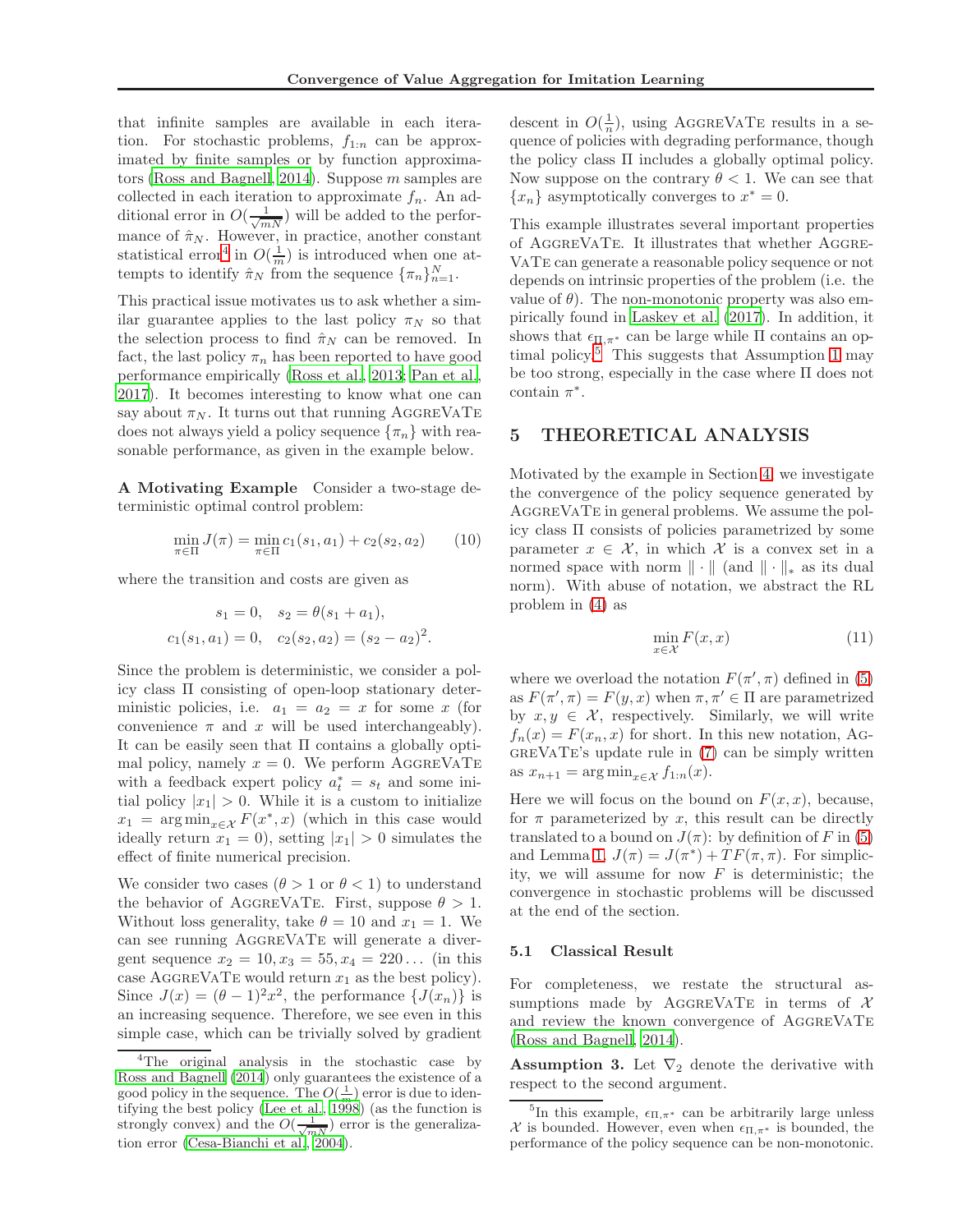that infinite samples are available in each iteration. For stochastic problems, $f_{1:n}$ can be approximated by finite samples or by function approximators (Ross and Bagnell, 2014). Suppose $m$ samples are collected in each iteration to approximate $f_n$. An additional error in $O(\frac{1}{\sqrt{mN}})$ will be added to the performance of $\hat{\pi}_N$. However, in practice, another constant statistical error[4] in $O(\frac{1}{m})$ is introduced when one attempts to identify $\hat{\pi}_N$ from the sequence $\{\pi_n\}_{n=1}^N$.

This practical issue motivates us to ask whether a similar guarantee applies to the last policy $\pi_N$ so that the selection process to find $\hat{\pi}_N$ can be removed. In fact, the last policy $\pi_n$ has been reported to have good performance empirically (Ross et al., 2013; Pan et al., 2017). It becomes interesting to know what one can say about $\pi_N$. It turns out that running AggreVaTe does not always yield a policy sequence $\{\pi_n\}$ with reasonable performance, as given in the example below.

**A Motivating Example** Consider a two-stage deterministic optimal control problem:

$$\min_{\pi \in \Pi} J(\pi) = \min_{\pi \in \Pi} c_1(s_1, a_1) + c_2(s_2, a_2) \tag{10}$$

where the transition and costs are given as

$$s_1 = 0, \quad s_2 = \theta(s_1 + a_1),$$
$$c_1(s_1, a_1) = 0, \quad c_2(s_2, a_2) = (s_2 - a_2)^2.$$

Since the problem is deterministic, we consider a policy class $\Pi$ consisting of open-loop stationary deterministic policies, i.e. $a_1 = a_2 = x$ for some $x$ (for convenience $\pi$ and $x$ will be used interchangeably). It can be easily seen that $\Pi$ contains a globally optimal policy, namely $x = 0$. We perform AggreVaTe with a feedback expert policy $a_t^* = s_t$ and some initial policy $|x_1| > 0$. While it is a custom to initialize $x_1 = \arg\min_{x \in \mathcal{X}} F(x^*, x)$ (which in this case would ideally return $x_1 = 0$), setting $|x_1| > 0$ simulates the effect of finite numerical precision.

We consider two cases ($\theta > 1$ or $\theta < 1$) to understand the behavior of AggreVaTe. First, suppose $\theta > 1$. Without loss generality, take $\theta = 10$ and $x_1 = 1$. We can see running AggreVaTe will generate a divergent sequence $x_2 = 10, x_3 = 55, x_4 = 220 \ldots$ (in this case AggreVaTe would return $x_1$ as the best policy). Since $J(x) = (\theta - 1)^2 x^2$, the performance $\{J(x_n)\}$ is an increasing sequence. Therefore, we see even in this simple case, which can be trivially solved by gradient descent in $O(\frac{1}{n})$, using AggreVaTe results in a sequence of policies with degrading performance, though the policy class $\Pi$ includes a globally optimal policy. Now suppose on the contrary $\theta < 1$. We can see that $\{x_n\}$ asymptotically converges to $x^* = 0$.

This example illustrates several important properties of AggreVaTe. It illustrates that whether AggreVaTe can generate a reasonable policy sequence or not depends on intrinsic properties of the problem (i.e. the value of $\theta$). The non-monotonic property was also empirically found in Laskey et al. (2017). In addition, it shows that $\epsilon_{\Pi,\pi^*}$ can be large while $\Pi$ contains an optimal policy.[5] This suggests that Assumption 1 may be too strong, especially in the case where $\Pi$ does not contain $\pi^*$.

## 5 THEORETICAL ANALYSIS

Motivated by the example in Section 4, we investigate the convergence of the policy sequence generated by AggreVaTe in general problems. We assume the policy class $\Pi$ consists of policies parametrized by some parameter $x \in \mathcal{X}$, in which $\mathcal{X}$ is a convex set in a normed space with norm $\|\cdot\|$ (and $\|\cdot\|_*$ as its dual norm). With abuse of notation, we abstract the RL problem in (4) as

$$\min_{x \in \mathcal{X}} F(x, x) \tag{11}$$

where we overload the notation $F(\pi', \pi)$ defined in (5) as $F(\pi', \pi) = F(y, x)$ when $\pi, \pi' \in \Pi$ are parametrized by $x, y \in \mathcal{X}$, respectively. Similarly, we will write $f_n(x) = F(x_n, x)$ for short. In this new notation, AggreVaTe's update rule in (7) can be simply written as $x_{n+1} = \arg\min_{x \in \mathcal{X}} f_{1:n}(x)$.

Here we will focus on the bound on $F(x, x)$, because, for $\pi$ parameterized by $x$, this result can be directly translated to a bound on $J(\pi)$: by definition of $F$ in (5) and Lemma 1, $J(\pi) = J(\pi^*) + TF(\pi, \pi)$. For simplicity, we will assume for now $F$ is deterministic; the convergence in stochastic problems will be discussed at the end of the section.

### 5.1 Classical Result

For completeness, we restate the structural assumptions made by AggreVaTe in terms of $\mathcal{X}$ and review the known convergence of AggreVaTe (Ross and Bagnell, 2014).

**Assumption 3.** Let $\nabla_2$ denote the derivative with respect to the second argument.

---

[4] The original analysis in the stochastic case by Ross and Bagnell (2014) only guarantees the existence of a good policy in the sequence. The $O(\frac{1}{m})$ error is due to identifying the best policy (Lee et al., 1998) (as the function is strongly convex) and the $O(\frac{1}{\sqrt{mN}})$ error is the generalization error (Cesa-Bianchi et al., 2004).

[5] In this example, $\epsilon_{\Pi,\pi^*}$ can be arbitrarily large unless $\mathcal{X}$ is bounded. However, even when $\epsilon_{\Pi,\pi^*}$ is bounded, the performance of the policy sequence can be non-monotonic.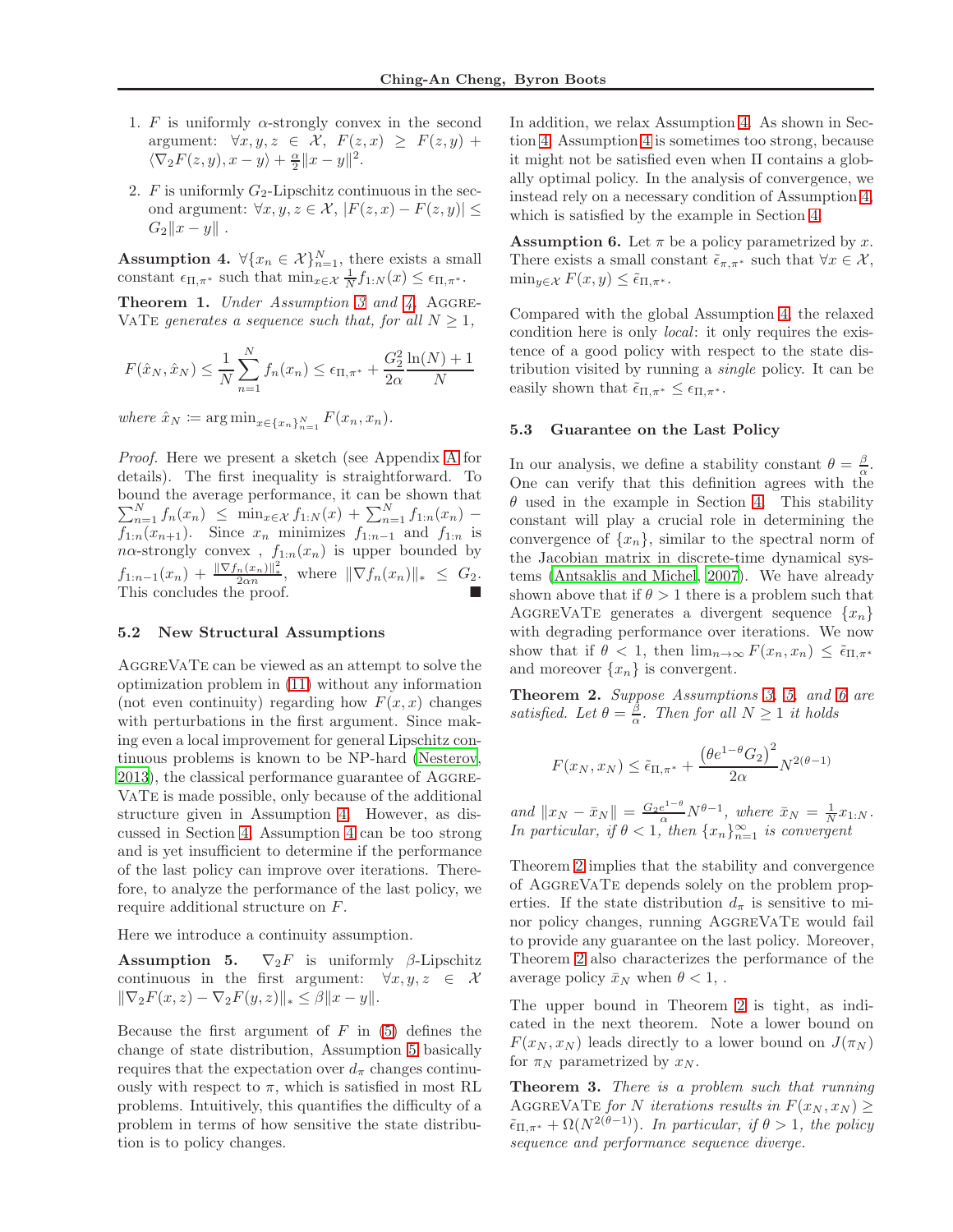1. $F$ is uniformly $\alpha$-strongly convex in the second argument: $\forall x, y, z \in \mathcal{X}$, $F(z, x) \geq F(z, y) + \langle \nabla_2 F(z, y), x - y \rangle + \frac{\alpha}{2}\|x - y\|^2$.
2. $F$ is uniformly $G_2$-Lipschitz continuous in the second argument: $\forall x, y, z \in \mathcal{X}$, $|F(z, x) - F(z, y)| \leq G_2 \|x - y\|$ .

**Assumption 4.** $\forall \{x_n \in \mathcal{X}\}_{n=1}^N$, there exists a small constant $\epsilon_{\Pi,\pi^*}$ such that $\min_{x \in \mathcal{X}} \frac{1}{N} f_{1:N}(x) \leq \epsilon_{\Pi,\pi^*}$.

**Theorem 1.** *Under Assumption 3 and 4,* AggreVaTe *generates a sequence such that, for all $N \geq 1$,*

$$F(\hat{x}_N, \hat{x}_N) \leq \frac{1}{N} \sum_{n=1}^{N} f_n(x_n) \leq \epsilon_{\Pi,\pi^*} + \frac{G_2^2}{2\alpha} \frac{\ln(N) + 1}{N}$$

*where* $\hat{x}_N := \arg\min_{x \in \{x_n\}_{n=1}^N} F(x_n, x_n)$.

*Proof.* Here we present a sketch (see Appendix A for details). The first inequality is straightforward. To bound the average performance, it can be shown that $\sum_{n=1}^N f_n(x_n) \leq \min_{x \in \mathcal{X}} f_{1:N}(x) + \sum_{n=1}^N f_{1:n}(x_n) - f_{1:n}(x_{n+1})$. Since $x_n$ minimizes $f_{1:n-1}$ and $f_{1:n}$ is $n\alpha$-strongly convex , $f_{1:n}(x_n)$ is upper bounded by $f_{1:n-1}(x_n) + \frac{\|\nabla f_n(x_n)\|_*^2}{2\alpha n}$, where $\|\nabla f_n(x_n)\|_* \leq G_2$. This concludes the proof. ∎

### 5.2 New Structural Assumptions

AggreVaTe can be viewed as an attempt to solve the optimization problem in (11) without any information (not even continuity) regarding how $F(x, x)$ changes with perturbations in the first argument. Since making even a local improvement for general Lipschitz continuous problems is known to be NP-hard (Nesterov, 2013), the classical performance guarantee of AggreVaTe is made possible, only because of the additional structure given in Assumption 4. However, as discussed in Section 4, Assumption 4 can be too strong and is yet insufficient to determine if the performance of the last policy can improve over iterations. Therefore, to analyze the performance of the last policy, we require additional structure on $F$.

Here we introduce a continuity assumption.

**Assumption 5.** $\nabla_2 F$ is uniformly $\beta$-Lipschitz continuous in the first argument: $\forall x, y, z \in \mathcal{X}$ $\|\nabla_2 F(x, z) - \nabla_2 F(y, z)\|_* \leq \beta \|x - y\|$.

Because the first argument of $F$ in (5) defines the change of state distribution, Assumption 5 basically requires that the expectation over $d_\pi$ changes continuously with respect to $\pi$, which is satisfied in most RL problems. Intuitively, this quantifies the difficulty of a problem in terms of how sensitive the state distribution is to policy changes.

In addition, we relax Assumption 4. As shown in Section 4, Assumption 4 is sometimes too strong, because it might not be satisfied even when $\Pi$ contains a globally optimal policy. In the analysis of convergence, we instead rely on a necessary condition of Assumption 4, which is satisfied by the example in Section 4.

**Assumption 6.** Let $\pi$ be a policy parametrized by $x$. There exists a small constant $\tilde{\epsilon}_{\pi,\pi^*}$ such that $\forall x \in \mathcal{X}$, $\min_{y \in \mathcal{X}} F(x, y) \leq \tilde{\epsilon}_{\Pi,\pi^*}$.

Compared with the global Assumption 4, the relaxed condition here is only *local*: it only requires the existence of a good policy with respect to the state distribution visited by running a *single* policy. It can be easily shown that $\tilde{\epsilon}_{\Pi,\pi^*} \leq \epsilon_{\Pi,\pi^*}$.

### 5.3 Guarantee on the Last Policy

In our analysis, we define a stability constant $\theta = \frac{\beta}{\alpha}$. One can verify that this definition agrees with the $\theta$ used in the example in Section 4. This stability constant will play a crucial role in determining the convergence of $\{x_n\}$, similar to the spectral norm of the Jacobian matrix in discrete-time dynamical systems (Antsaklis and Michel, 2007). We have already shown above that if $\theta > 1$ there is a problem such that AggreVaTe generates a divergent sequence $\{x_n\}$ with degrading performance over iterations. We now show that if $\theta < 1$, then $\lim_{n \to \infty} F(x_n, x_n) \leq \tilde{\epsilon}_{\Pi,\pi^*}$ and moreover $\{x_n\}$ is convergent.

**Theorem 2.** *Suppose Assumptions 3, 5, and 6 are satisfied. Let $\theta = \frac{\beta}{\alpha}$. Then for all $N \geq 1$ it holds*

$$F(x_N, x_N) \leq \tilde{\epsilon}_{\Pi,\pi^*} + \frac{\left(\theta e^{1-\theta} G_2\right)^2}{2\alpha} N^{2(\theta - 1)}$$

*and* $\|x_N - \bar{x}_N\| = \frac{G_2 e^{1-\theta}}{\alpha} N^{\theta - 1}$*, where* $\bar{x}_N = \frac{1}{N} x_{1:N}$*. In particular, if $\theta < 1$, then $\{x_n\}_{n=1}^\infty$ is convergent*

Theorem 2 implies that the stability and convergence of AggreVaTe depends solely on the problem properties. If the state distribution $d_\pi$ is sensitive to minor policy changes, running AggreVaTe would fail to provide any guarantee on the last policy. Moreover, Theorem 2 also characterizes the performance of the average policy $\bar{x}_N$ when $\theta < 1$, .

The upper bound in Theorem 2 is tight, as indicated in the next theorem. Note a lower bound on $F(x_N, x_N)$ leads directly to a lower bound on $J(\pi_N)$ for $\pi_N$ parametrized by $x_N$.

**Theorem 3.** *There is a problem such that running* AggreVaTe *for $N$ iterations results in $F(x_N, x_N) \geq \tilde{\epsilon}_{\Pi,\pi^*} + \Omega(N^{2(\theta - 1)})$. In particular, if $\theta > 1$, the policy sequence and performance sequence diverge.*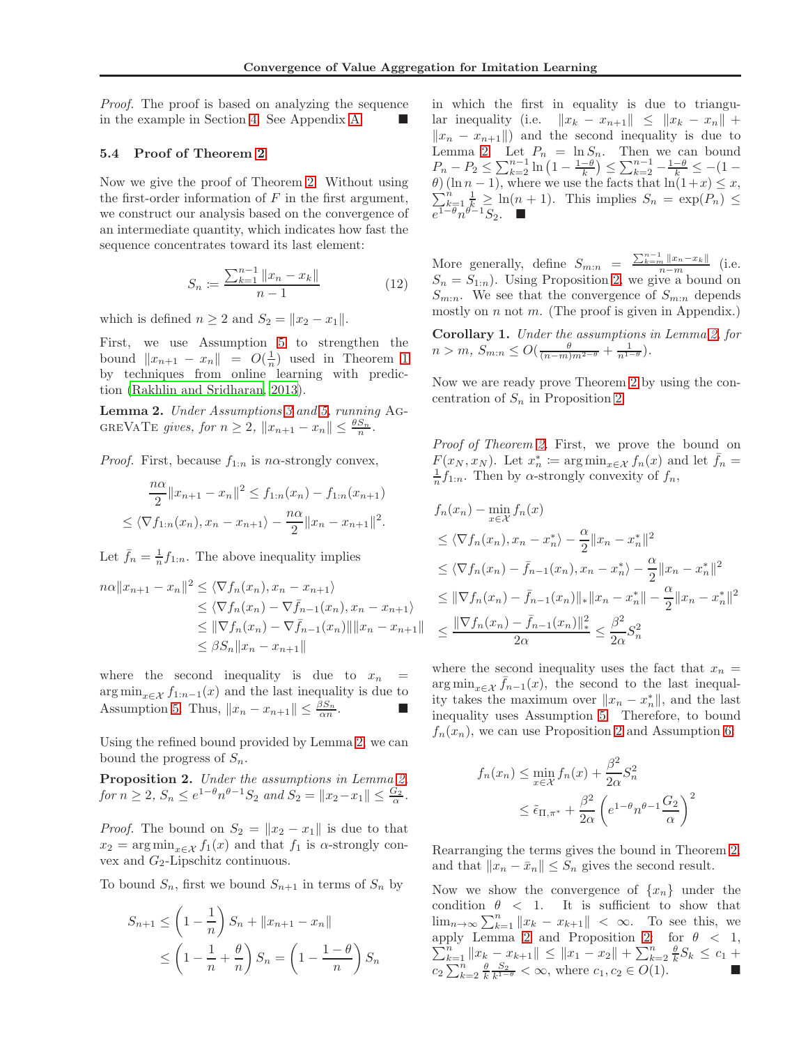*Proof.* The proof is based on analyzing the sequence in the example in Section 4. See Appendix A. ■

### 5.4 Proof of Theorem 2

Now we give the proof of Theorem 2. Without using the first-order information of $F$ in the first argument, we construct our analysis based on the convergence of an intermediate quantity, which indicates how fast the sequence concentrates toward its last element:

$$S_n \coloneqq \frac{\sum_{k=1}^{n-1} \|x_n - x_k\|}{n-1} \tag{12}$$

which is defined $n \geq 2$ and $S_2 = \|x_2 - x_1\|$.

First, we use Assumption 5 to strengthen the bound $\|x_{n+1} - x_n\| = O(\frac{1}{n})$ used in Theorem 1 by techniques from online learning with prediction (Rakhlin and Sridharan, 2013).

**Lemma 2.** *Under Assumptions 3 and 5, running* AGGREVATE *gives, for $n \geq 2$, $\|x_{n+1} - x_n\| \leq \frac{\theta S_n}{n}$.*

*Proof.* First, because $f_{1:n}$ is $n\alpha$-strongly convex,

$$\begin{aligned}
&\frac{n\alpha}{2}\|x_{n+1} - x_n\|^2 \leq f_{1:n}(x_n) - f_{1:n}(x_{n+1}) \\
&\leq \langle \nabla f_{1:n}(x_n), x_n - x_{n+1}\rangle - \frac{n\alpha}{2}\|x_n - x_{n+1}\|^2.
\end{aligned}$$

Let $\bar{f}_n = \frac{1}{n} f_{1:n}$. The above inequality implies

$$\begin{aligned}
n\alpha\|x_{n+1} - x_n\|^2 &\leq \langle \nabla f_n(x_n), x_n - x_{n+1}\rangle \\
&\leq \langle \nabla f_n(x_n) - \nabla \bar{f}_{n-1}(x_n), x_n - x_{n+1}\rangle \\
&\leq \|\nabla f_n(x_n) - \nabla \bar{f}_{n-1}(x_n)\| \|x_n - x_{n+1}\| \\
&\leq \beta S_n \|x_n - x_{n+1}\|
\end{aligned}$$

where the second inequality is due to $x_n = \arg\min_{x \in \mathcal{X}} f_{1:n-1}(x)$ and the last inequality is due to Assumption 5. Thus, $\|x_n - x_{n+1}\| \leq \frac{\beta S_n}{\alpha n}$. ■

Using the refined bound provided by Lemma 2, we can bound the progress of $S_n$.

**Proposition 2.** *Under the assumptions in Lemma 2, for $n \geq 2$, $S_n \leq e^{1-\theta} n^{\theta - 1} S_2$ and $S_2 = \|x_2 - x_1\| \leq \frac{G_2}{\alpha}$.*

*Proof.* The bound on $S_2 = \|x_2 - x_1\|$ is due to that $x_2 = \arg\min_{x \in \mathcal{X}} f_1(x)$ and that $f_1$ is $\alpha$-strongly convex and $G_2$-Lipschitz continuous.

To bound $S_n$, first we bound $S_{n+1}$ in terms of $S_n$ by

$$\begin{aligned}
S_{n+1} &\leq \left(1 - \frac{1}{n}\right) S_n + \|x_{n+1} - x_n\| \\
&\leq \left(1 - \frac{1}{n} + \frac{\theta}{n}\right) S_n = \left(1 - \frac{1-\theta}{n}\right) S_n
\end{aligned}$$

in which the first in equality is due to triangular inequality (i.e. $\|x_k - x_{n+1}\| \leq \|x_k - x_n\| + \|x_n - x_{n+1}\|$) and the second inequality is due to Lemma 2. Let $P_n = \ln S_n$. Then we can bound $P_n - P_2 \leq \sum_{k=2}^{n-1} \ln\left(1 - \frac{1-\theta}{k}\right) \leq \sum_{k=2}^{n-1} -\frac{1-\theta}{k} \leq -(1-\theta)(\ln n - 1)$, where we use the facts that $\ln(1+x) \leq x$, $\sum_{k=1}^{n} \frac{1}{k} \geq \ln(n+1)$. This implies $S_n = \exp(P_n) \leq e^{1-\theta} n^{\theta-1} S_2$. ■

More generally, define $S_{m:n} = \frac{\sum_{k=m}^{n-1} \|x_n - x_k\|}{n-m}$ (i.e. $S_n = S_{1:n}$). Using Proposition 2, we give a bound on $S_{m:n}$. We see that the convergence of $S_{m:n}$ depends mostly on $n$ not $m$. (The proof is given in Appendix.)

**Corollary 1.** *Under the assumptions in Lemma 2, for $n > m$, $S_{m:n} \leq O(\frac{\theta}{(n-m)m^{2-\theta}} + \frac{1}{n^{1-\theta}})$.*

Now we are ready prove Theorem 2 by using the concentration of $S_n$ in Proposition 2.

*Proof of Theorem 2.* First, we prove the bound on $F(x_N, x_N)$. Let $x_n^* \coloneqq \arg\min_{x \in \mathcal{X}} f_n(x)$ and let $\bar{f}_n = \frac{1}{n} f_{1:n}$. Then by $\alpha$-strongly convexity of $f_n$,

$$\begin{aligned}
&f_n(x_n) - \min_{x \in \mathcal{X}} f_n(x) \\
&\leq \langle \nabla f_n(x_n), x_n - x_n^*\rangle - \frac{\alpha}{2}\|x_n - x_n^*\|^2 \\
&\leq \langle \nabla f_n(x_n) - \bar{f}_{n-1}(x_n), x_n - x_n^*\rangle - \frac{\alpha}{2}\|x_n - x_n^*\|^2 \\
&\leq \|\nabla f_n(x_n) - \bar{f}_{n-1}(x_n)\|_* \|x_n - x_n^*\| - \frac{\alpha}{2}\|x_n - x_n^*\|^2 \\
&\leq \frac{\|\nabla f_n(x_n) - \bar{f}_{n-1}(x_n)\|_*^2}{2\alpha} \leq \frac{\beta^2}{2\alpha} S_n^2
\end{aligned}$$

where the second inequality uses the fact that $x_n = \arg\min_{x \in \mathcal{X}} \bar{f}_{n-1}(x)$, the second to the last inequality takes the maximum over $\|x_n - x_n^*\|$, and the last inequality uses Assumption 5. Therefore, to bound $f_n(x_n)$, we can use Proposition 2 and Assumption 6:

$$\begin{aligned}
f_n(x_n) &\leq \min_{x \in \mathcal{X}} f_n(x) + \frac{\beta^2}{2\alpha} S_n^2 \\
&\leq \tilde{\epsilon}_{\Pi,\pi^*} + \frac{\beta^2}{2\alpha}\left(e^{1-\theta} n^{\theta-1} \frac{G_2}{\alpha}\right)^2
\end{aligned}$$

Rearranging the terms gives the bound in Theorem 2, and that $\|x_n - \bar{x}_n\| \leq S_n$ gives the second result.

Now we show the convergence of $\{x_n\}$ under the condition $\theta < 1$. It is sufficient to show that $\lim_{n \to \infty} \sum_{k=1}^{n} \|x_k - x_{k+1}\| < \infty$. To see this, we apply Lemma 2 and Proposition 2: for $\theta < 1$, $\sum_{k=1}^{n} \|x_k - x_{k+1}\| \leq \|x_1 - x_2\| + \sum_{k=2}^{n} \frac{\theta}{k} S_k \leq c_1 + c_2 \sum_{k=2}^{n} \frac{\theta}{k} \frac{S_2}{k^{1-\theta}} < \infty$, where $c_1, c_2 \in O(1)$. ■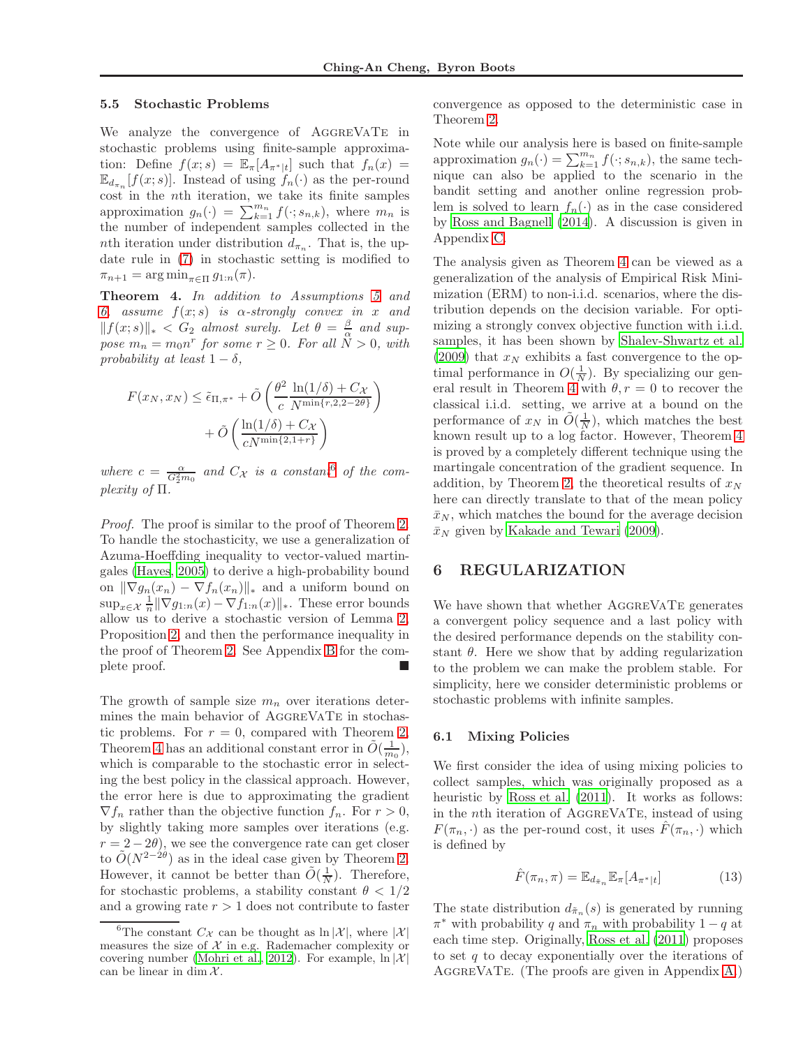### 5.5 Stochastic Problems

We analyze the convergence of AggreVaTe in stochastic problems using finite-sample approximation: Define $f(x;s) = \mathbb{E}_\pi[A_{\pi^*|t}]$ such that $f_n(x) = \mathbb{E}_{d_{\pi_n}}[f(x;s)]$. Instead of using $f_n(\cdot)$ as the per-round cost in the $n$th iteration, we take its finite samples approximation $g_n(\cdot) = \sum_{k=1}^{m_n} f(\cdot; s_{n,k})$, where $m_n$ is the number of independent samples collected in the $n$th iteration under distribution $d_{\pi_n}$. That is, the update rule in (7) in stochastic setting is modified to $\pi_{n+1} = \arg\min_{\pi \in \Pi} g_{1:n}(\pi)$.

**Theorem 4.** *In addition to Assumptions 5 and 6, assume $f(x;s)$ is $\alpha$-strongly convex in $x$ and $\|f(x;s)\|_* < G_2$ almost surely. Let $\theta = \frac{\beta}{\alpha}$ and suppose $m_n = m_0 n^r$ for some $r \geq 0$. For all $N > 0$, with probability at least $1-\delta$,*

$$
F(x_N, x_N) \leq \tilde{\epsilon}_{\Pi,\pi^*} + \tilde{O}\left(\frac{\theta^2}{c}\frac{\ln(1/\delta) + C_\mathcal{X}}{N^{\min\{r, 2, 2-2\theta\}}}\right) + \tilde{O}\left(\frac{\ln(1/\delta) + C_\mathcal{X}}{cN^{\min\{2, 1+r\}}}\right)
$$

*where $c = \frac{\alpha}{G_2^2 m_0}$ and $C_\mathcal{X}$ is a constant[6] of the complexity of $\Pi$.*

*Proof.* The proof is similar to the proof of Theorem 2. To handle the stochasticity, we use a generalization of Azuma-Hoeffding inequality to vector-valued martingales (Hayes, 2005) to derive a high-probability bound on $\|\nabla g_n(x_n) - \nabla f_n(x_n)\|_*$ and a uniform bound on $\sup_{x\in\mathcal{X}} \frac{1}{n}\|\nabla g_{1:n}(x) - \nabla f_{1:n}(x)\|_*$. These error bounds allow us to derive a stochastic version of Lemma 2, Proposition 2, and then the performance inequality in the proof of Theorem 2. See Appendix B for the complete proof. ■

The growth of sample size $m_n$ over iterations determines the main behavior of AggreVaTe in stochastic problems. For $r = 0$, compared with Theorem 2, Theorem 4 has an additional constant error in $\tilde{O}(\frac{1}{m_0})$, which is comparable to the stochastic error in selecting the best policy in the classical approach. However, the error here is due to approximating the gradient $\nabla f_n$ rather than the objective function $f_n$. For $r > 0$, by slightly taking more samples over iterations (e.g. $r = 2 - 2\theta$), we see the convergence rate can get closer to $\tilde{O}(N^{2-2\theta})$ as in the ideal case given by Theorem 2. However, it cannot be better than $\tilde{O}(\frac{1}{N})$. Therefore, for stochastic problems, a stability constant $\theta < 1/2$ and a growing rate $r > 1$ does not contribute to faster convergence as opposed to the deterministic case in Theorem 2.

Note while our analysis here is based on finite-sample approximation $g_n(\cdot) = \sum_{k=1}^{m_n} f(\cdot; s_{n,k})$, the same technique can also be applied to the scenario in the bandit setting and another online regression problem is solved to learn $f_n(\cdot)$ as in the case considered by Ross and Bagnell (2014). A discussion is given in Appendix C.

The analysis given as Theorem 4 can be viewed as a generalization of the analysis of Empirical Risk Minimization (ERM) to non-i.i.d. scenarios, where the distribution depends on the decision variable. For optimizing a strongly convex objective function with i.i.d. samples, it has been shown by Shalev-Shwartz et al. (2009) that $x_N$ exhibits a fast convergence to the optimal performance in $O(\frac{1}{N})$. By specializing our general result in Theorem 4 with $\theta, r = 0$ to recover the classical i.i.d. setting, we arrive at a bound on the performance of $x_N$ in $\tilde{O}(\frac{1}{N})$, which matches the best known result up to a log factor. However, Theorem 4 is proved by a completely different technique using the martingale concentration of the gradient sequence. In addition, by Theorem 2, the theoretical results of $x_N$ here can directly translate to that of the mean policy $\bar{x}_N$, which matches the bound for the average decision $\bar{x}_N$ given by Kakade and Tewari (2009).

## 6 REGULARIZATION

We have shown that whether AggreVaTe generates a convergent policy sequence and a last policy with the desired performance depends on the stability constant $\theta$. Here we show that by adding regularization to the problem we can make the problem stable. For simplicity, here we consider deterministic problems or stochastic problems with infinite samples.

### 6.1 Mixing Policies

We first consider the idea of using mixing policies to collect samples, which was originally proposed as a heuristic by Ross et al. (2011). It works as follows: in the $n$th iteration of AggreVaTe, instead of using $F(\pi_n, \cdot)$ as the per-round cost, it uses $\hat{F}(\pi_n, \cdot)$ which is defined by

$$
\hat{F}(\pi_n, \pi) = \mathbb{E}_{d_{\tilde{\pi}_n}} \mathbb{E}_\pi[A_{\pi^*|t}] \tag{13}
$$

The state distribution $d_{\tilde{\pi}_n}(s)$ is generated by running $\pi^*$ with probability $q$ and $\pi_n$ with probability $1-q$ at each time step. Originally, Ross et al. (2011) proposes to set $q$ to decay exponentially over the iterations of AggreVaTe. (The proofs are given in Appendix A.)

[6] The constant $C_\mathcal{X}$ can be thought as $\ln|\mathcal{X}|$, where $|\mathcal{X}|$ measures the size of $\mathcal{X}$ in e.g. Rademacher complexity or covering number (Mohri et al., 2012). For example, $\ln|\mathcal{X}|$ can be linear in $\dim \mathcal{X}$.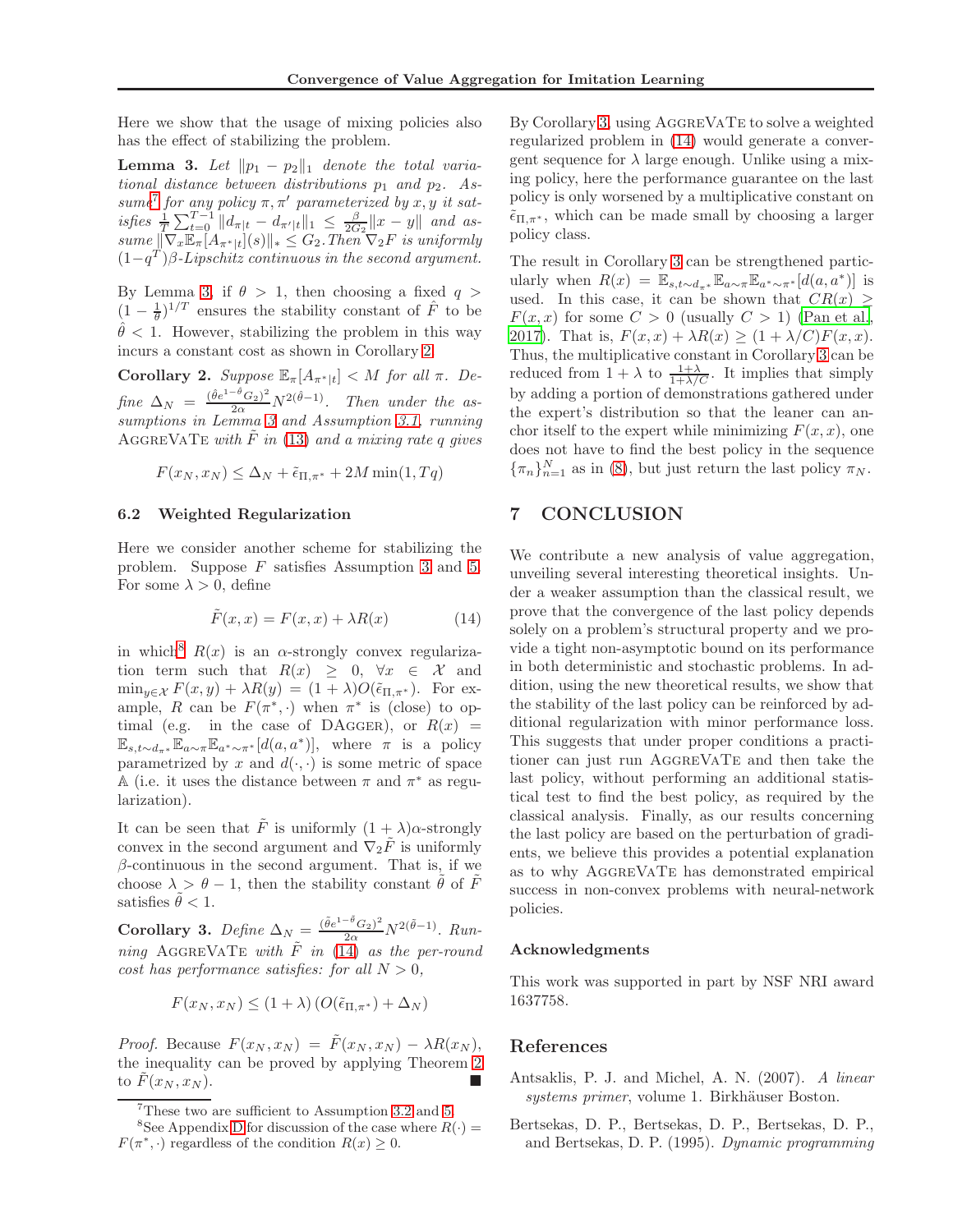Here we show that the usage of mixing policies also has the effect of stabilizing the problem.

**Lemma 3.** *Let $\|p_1 - p_2\|_1$ denote the total variational distance between distributions $p_1$ and $p_2$. Assume*[7] *for any policy $\pi, \pi'$ parameterized by $x, y$ it satisfies $\frac{1}{T}\sum_{t=0}^{T-1} \|d_{\pi|t} - d_{\pi'|t}\|_1 \leq \frac{\beta}{2G_2}\|x - y\|$ and assume $\|\nabla_x \mathbb{E}_\pi[A_{\pi^*|t}](s)\|_* \leq G_2$. Then $\nabla_2 F$ is uniformly $(1-q^T)\beta$-Lipschitz continuous in the second argument.*

By Lemma 3, if $\theta > 1$, then choosing a fixed $q > (1 - \frac{1}{\theta})^{1/T}$ ensures the stability constant of $\hat{F}$ to be $\hat{\theta} < 1$. However, stabilizing the problem in this way incurs a constant cost as shown in Corollary 2.

**Corollary 2.** *Suppose $\mathbb{E}_\pi[A_{\pi^*|t}] < M$ for all $\pi$. Define $\Delta_N = \frac{(\hat{\theta}e^{1-\hat{\theta}}G_2)^2}{2\alpha}N^{2(\hat{\theta}-1)}$. Then under the assumptions in Lemma 3 and Assumption 3.1, running* AggreVaTe *with $\tilde{F}$ in (13) and a mixing rate $q$ gives*

$$F(x_N, x_N) \leq \Delta_N + \tilde{\epsilon}_{\Pi,\pi^*} + 2M\min(1, Tq)$$

### 6.2 Weighted Regularization

Here we consider another scheme for stabilizing the problem. Suppose $F$ satisfies Assumption 3 and 5. For some $\lambda > 0$, define

$$\tilde{F}(x, x) = F(x, x) + \lambda R(x) \tag{14}$$

in which[8] $R(x)$ is an $\alpha$-strongly convex regularization term such that $R(x) \geq 0$, $\forall x \in \mathcal{X}$ and $\min_{y \in \mathcal{X}} F(x, y) + \lambda R(y) = (1+\lambda)O(\tilde{\epsilon}_{\Pi,\pi^*})$. For example, $R$ can be $F(\pi^*, \cdot)$ when $\pi^*$ is (close) to optimal (e.g. in the case of DAgger), or $R(x) = \mathbb{E}_{s,t\sim d_{\pi^*}}\mathbb{E}_{a\sim\pi}\mathbb{E}_{a^*\sim\pi^*}[d(a, a^*)]$, where $\pi$ is a policy parametrized by $x$ and $d(\cdot,\cdot)$ is some metric of space $\mathbb{A}$ (i.e. it uses the distance between $\pi$ and $\pi^*$ as regularization).

It can be seen that $\tilde{F}$ is uniformly $(1+\lambda)\alpha$-strongly convex in the second argument and $\nabla_2 \tilde{F}$ is uniformly $\beta$-continuous in the second argument. That is, if we choose $\lambda > \theta - 1$, then the stability constant $\tilde{\theta}$ of $\tilde{F}$ satisfies $\tilde{\theta} < 1$.

**Corollary 3.** *Define $\Delta_N = \frac{(\tilde{\theta}e^{1-\tilde{\theta}}G_2)^2}{2\alpha}N^{2(\tilde{\theta}-1)}$. Running* AggreVaTe *with $\tilde{F}$ in (14) as the per-round cost has performance satisfies: for all $N > 0$,*

$$F(x_N, x_N) \leq (1+\lambda)\left(O(\tilde{\epsilon}_{\Pi,\pi^*}) + \Delta_N\right)$$

*Proof.* Because $F(x_N, x_N) = \tilde{F}(x_N, x_N) - \lambda R(x_N)$, the inequality can be proved by applying Theorem 2 to $\tilde{F}(x_N, x_N)$. ∎

[7] These two are sufficient to Assumption 3.2 and 5.

[8] See Appendix D for discussion of the case where $R(\cdot) = F(\pi^*, \cdot)$ regardless of the condition $R(x) \geq 0$.

By Corollary 3, using AggreVaTe to solve a weighted regularized problem in (14) would generate a convergent sequence for $\lambda$ large enough. Unlike using a mixing policy, here the performance guarantee on the last policy is only worsened by a multiplicative constant on $\tilde{\epsilon}_{\Pi,\pi^*}$, which can be made small by choosing a larger policy class.

The result in Corollary 3 can be strengthened particularly when $R(x) = \mathbb{E}_{s,t\sim d_{\pi^*}}\mathbb{E}_{a\sim\pi}\mathbb{E}_{a^*\sim\pi^*}[d(a, a^*)]$ is used. In this case, it can be shown that $CR(x) \geq F(x, x)$ for some $C > 0$ (usually $C > 1$) (Pan et al., 2017). That is, $F(x, x) + \lambda R(x) \geq (1 + \lambda/C)F(x, x)$. Thus, the multiplicative constant in Corollary 3 can be reduced from $1 + \lambda$ to $\frac{1+\lambda}{1+\lambda/C}$. It implies that simply by adding a portion of demonstrations gathered under the expert's distribution so that the leaner can anchor itself to the expert while minimizing $F(x, x)$, one does not have to find the best policy in the sequence $\{\pi_n\}_{n=1}^N$ as in (8), but just return the last policy $\pi_N$.

## 7 CONCLUSION

We contribute a new analysis of value aggregation, unveiling several interesting theoretical insights. Under a weaker assumption than the classical result, we prove that the convergence of the last policy depends solely on a problem's structural property and we provide a tight non-asymptotic bound on its performance in both deterministic and stochastic problems. In addition, using the new theoretical results, we show that the stability of the last policy can be reinforced by additional regularization with minor performance loss. This suggests that under proper conditions a practitioner can just run AggreVaTe and then take the last policy, without performing an additional statistical test to find the best policy, as required by the classical analysis. Finally, as our results concerning the last policy are based on the perturbation of gradients, we believe this provides a potential explanation as to why AggreVaTe has demonstrated empirical success in non-convex problems with neural-network policies.

### Acknowledgments

This work was supported in part by NSF NRI award 1637758.

## References

Antsaklis, P. J. and Michel, A. N. (2007). *A linear systems primer*, volume 1. Birkhäuser Boston.

Bertsekas, D. P., Bertsekas, D. P., Bertsekas, D. P., and Bertsekas, D. P. (1995). *Dynamic programming*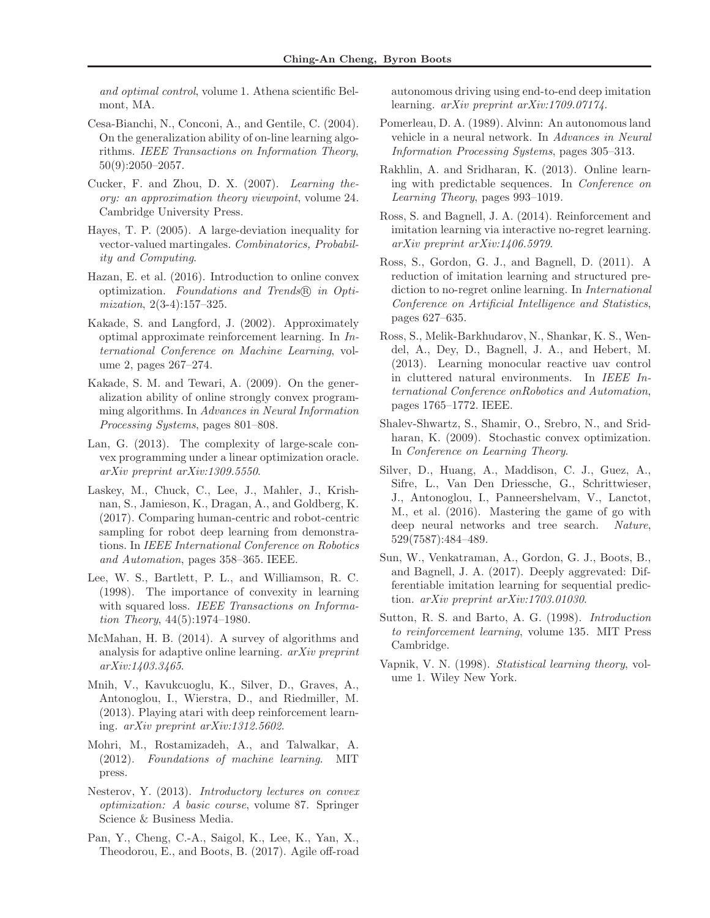*and optimal control*, volume 1. Athena scientific Belmont, MA.

Cesa-Bianchi, N., Conconi, A., and Gentile, C. (2004). On the generalization ability of on-line learning algorithms. *IEEE Transactions on Information Theory*, 50(9):2050–2057.

Cucker, F. and Zhou, D. X. (2007). *Learning theory: an approximation theory viewpoint*, volume 24. Cambridge University Press.

Hayes, T. P. (2005). A large-deviation inequality for vector-valued martingales. *Combinatorics, Probability and Computing*.

Hazan, E. et al. (2016). Introduction to online convex optimization. *Foundations and Trends® in Optimization*, 2(3-4):157–325.

Kakade, S. and Langford, J. (2002). Approximately optimal approximate reinforcement learning. In *International Conference on Machine Learning*, volume 2, pages 267–274.

Kakade, S. M. and Tewari, A. (2009). On the generalization ability of online strongly convex programming algorithms. In *Advances in Neural Information Processing Systems*, pages 801–808.

Lan, G. (2013). The complexity of large-scale convex programming under a linear optimization oracle. *arXiv preprint arXiv:1309.5550*.

Laskey, M., Chuck, C., Lee, J., Mahler, J., Krishnan, S., Jamieson, K., Dragan, A., and Goldberg, K. (2017). Comparing human-centric and robot-centric sampling for robot deep learning from demonstrations. In *IEEE International Conference on Robotics and Automation*, pages 358–365. IEEE.

Lee, W. S., Bartlett, P. L., and Williamson, R. C. (1998). The importance of convexity in learning with squared loss. *IEEE Transactions on Information Theory*, 44(5):1974–1980.

McMahan, H. B. (2014). A survey of algorithms and analysis for adaptive online learning. *arXiv preprint arXiv:1403.3465*.

Mnih, V., Kavukcuoglu, K., Silver, D., Graves, A., Antonoglou, I., Wierstra, D., and Riedmiller, M. (2013). Playing atari with deep reinforcement learning. *arXiv preprint arXiv:1312.5602*.

Mohri, M., Rostamizadeh, A., and Talwalkar, A. (2012). *Foundations of machine learning*. MIT press.

Nesterov, Y. (2013). *Introductory lectures on convex optimization: A basic course*, volume 87. Springer Science & Business Media.

Pan, Y., Cheng, C.-A., Saigol, K., Lee, K., Yan, X., Theodorou, E., and Boots, B. (2017). Agile off-road autonomous driving using end-to-end deep imitation learning. *arXiv preprint arXiv:1709.07174*.

Pomerleau, D. A. (1989). Alvinn: An autonomous land vehicle in a neural network. In *Advances in Neural Information Processing Systems*, pages 305–313.

Rakhlin, A. and Sridharan, K. (2013). Online learning with predictable sequences. In *Conference on Learning Theory*, pages 993–1019.

Ross, S. and Bagnell, J. A. (2014). Reinforcement and imitation learning via interactive no-regret learning. *arXiv preprint arXiv:1406.5979*.

Ross, S., Gordon, G. J., and Bagnell, D. (2011). A reduction of imitation learning and structured prediction to no-regret online learning. In *International Conference on Artificial Intelligence and Statistics*, pages 627–635.

Ross, S., Melik-Barkhudarov, N., Shankar, K. S., Wendel, A., Dey, D., Bagnell, J. A., and Hebert, M. (2013). Learning monocular reactive uav control in cluttered natural environments. In *IEEE International Conference onRobotics and Automation*, pages 1765–1772. IEEE.

Shalev-Shwartz, S., Shamir, O., Srebro, N., and Sridharan, K. (2009). Stochastic convex optimization. In *Conference on Learning Theory*.

Silver, D., Huang, A., Maddison, C. J., Guez, A., Sifre, L., Van Den Driessche, G., Schrittwieser, J., Antonoglou, I., Panneershelvam, V., Lanctot, M., et al. (2016). Mastering the game of go with deep neural networks and tree search. *Nature*, 529(7587):484–489.

Sun, W., Venkatraman, A., Gordon, G. J., Boots, B., and Bagnell, J. A. (2017). Deeply aggrevated: Differentiable imitation learning for sequential prediction. *arXiv preprint arXiv:1703.01030*.

Sutton, R. S. and Barto, A. G. (1998). *Introduction to reinforcement learning*, volume 135. MIT Press Cambridge.

Vapnik, V. N. (1998). *Statistical learning theory*, volume 1. Wiley New York.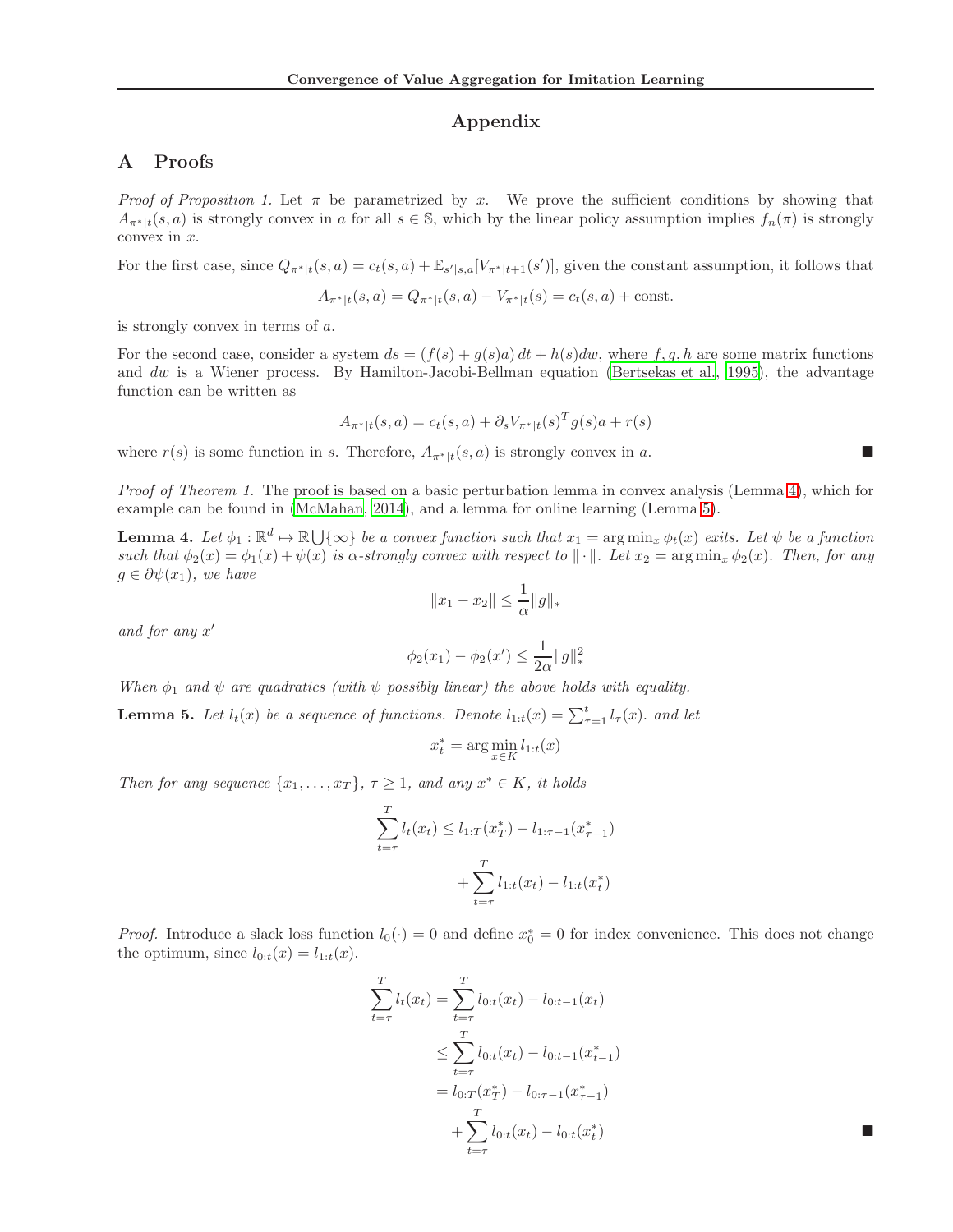# Appendix

## A Proofs

*Proof of Proposition 1.* Let $\pi$ be parametrized by $x$. We prove the sufficient conditions by showing that $A_{\pi^*|t}(s,a)$ is strongly convex in $a$ for all $s \in \mathbb{S}$, which by the linear policy assumption implies $f_n(\pi)$ is strongly convex in $x$.

For the first case, since $Q_{\pi^*|t}(s,a) = c_t(s,a) + \mathbb{E}_{s'|s,a}[V_{\pi^*|t+1}(s')]$, given the constant assumption, it follows that

$$A_{\pi^*|t}(s,a) = Q_{\pi^*|t}(s,a) - V_{\pi^*|t}(s) = c_t(s,a) + \text{const.}$$

is strongly convex in terms of $a$.

For the second case, consider a system $ds = (f(s) + g(s)a)\,dt + h(s)dw$, where $f, g, h$ are some matrix functions and $dw$ is a Wiener process. By Hamilton-Jacobi-Bellman equation (Bertsekas et al., 1995), the advantage function can be written as

$$A_{\pi^*|t}(s,a) = c_t(s,a) + \partial_s V_{\pi^*|t}(s)^T g(s) a + r(s)$$

where $r(s)$ is some function in $s$. Therefore, $A_{\pi^*|t}(s,a)$ is strongly convex in $a$. ∎

*Proof of Theorem 1.* The proof is based on a basic perturbation lemma in convex analysis (Lemma 4), which for example can be found in (McMahan, 2014), and a lemma for online learning (Lemma 5).

**Lemma 4.** *Let $\phi_1 : \mathbb{R}^d \mapsto \mathbb{R} \bigcup \{\infty\}$ be a convex function such that $x_1 = \arg\min_x \phi_t(x)$ exits. Let $\psi$ be a function such that $\phi_2(x) = \phi_1(x) + \psi(x)$ is $\alpha$-strongly convex with respect to $\|\cdot\|$. Let $x_2 = \arg\min_x \phi_2(x)$. Then, for any $g \in \partial\psi(x_1)$, we have*

$$\|x_1 - x_2\| \leq \frac{1}{\alpha}\|g\|_*$$

*and for any $x'$*

$$\phi_2(x_1) - \phi_2(x') \leq \frac{1}{2\alpha}\|g\|_*^2$$

*When $\phi_1$ and $\psi$ are quadratics (with $\psi$ possibly linear) the above holds with equality.*

**Lemma 5.** *Let $l_t(x)$ be a sequence of functions. Denote $l_{1:t}(x) = \sum_{\tau=1}^{t} l_\tau(x)$. and let*

$$x_t^* = \arg\min_{x \in K} l_{1:t}(x)$$

*Then for any sequence $\{x_1, \ldots, x_T\}$, $\tau \geq 1$, and any $x^* \in K$, it holds*

$$\sum_{t=\tau}^{T} l_t(x_t) \leq l_{1:T}(x_T^*) - l_{1:\tau-1}(x_{\tau-1}^*) + \sum_{t=\tau}^{T} l_{1:t}(x_t) - l_{1:t}(x_t^*)$$

*Proof.* Introduce a slack loss function $l_0(\cdot) = 0$ and define $x_0^* = 0$ for index convenience. This does not change the optimum, since $l_{0:t}(x) = l_{1:t}(x)$.

$$\begin{aligned}
\sum_{t=\tau}^{T} l_t(x_t) &= \sum_{t=\tau}^{T} l_{0:t}(x_t) - l_{0:t-1}(x_t) \\
&\leq \sum_{t=\tau}^{T} l_{0:t}(x_t) - l_{0:t-1}(x_{t-1}^*) \\
&= l_{0:T}(x_T^*) - l_{0:\tau-1}(x_{\tau-1}^*) \\
&\quad + \sum_{t=\tau}^{T} l_{0:t}(x_t) - l_{0:t}(x_t^*)
\end{aligned}$$

∎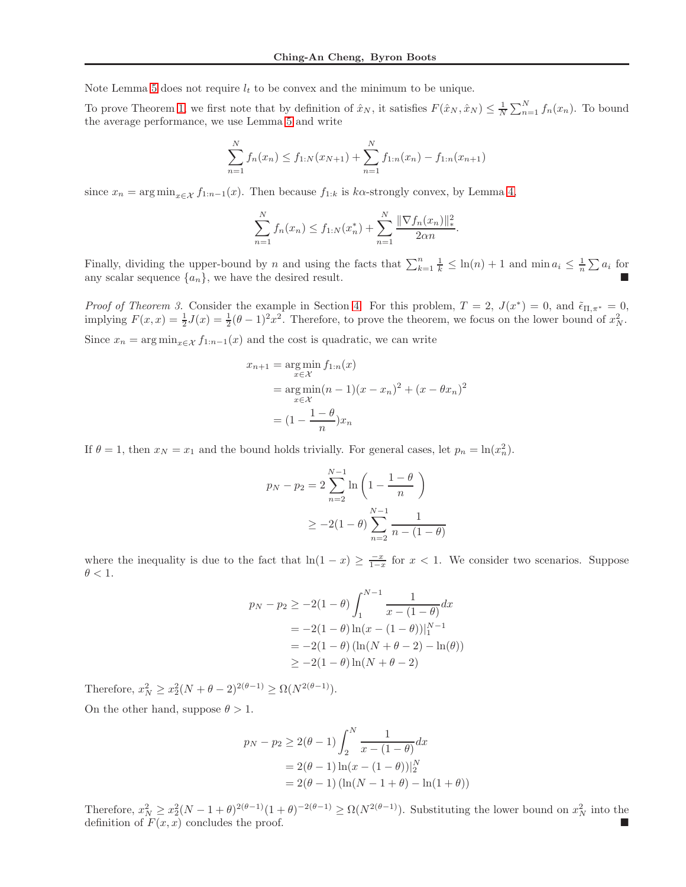Note Lemma 5 does not require $l_t$ to be convex and the minimum to be unique.

To prove Theorem 1, we first note that by definition of $\hat{x}_N$, it satisfies $F(\hat{x}_N, \hat{x}_N) \leq \frac{1}{N}\sum_{n=1}^{N} f_n(x_n)$. To bound the average performance, we use Lemma 5 and write

$$\sum_{n=1}^{N} f_n(x_n) \leq f_{1:N}(x_{N+1}) + \sum_{n=1}^{N} f_{1:n}(x_n) - f_{1:n}(x_{n+1})$$

since $x_n = \arg\min_{x \in \mathcal{X}} f_{1:n-1}(x)$. Then because $f_{1:k}$ is $k\alpha$-strongly convex, by Lemma 4,

$$\sum_{n=1}^{N} f_n(x_n) \leq f_{1:N}(x_n^*) + \sum_{n=1}^{N} \frac{\|\nabla f_n(x_n)\|_*^2}{2\alpha n}.$$

Finally, dividing the upper-bound by $n$ and using the facts that $\sum_{k=1}^{n} \frac{1}{k} \leq \ln(n) + 1$ and $\min a_i \leq \frac{1}{n}\sum a_i$ for any scalar sequence $\{a_n\}$, we have the desired result. ■

*Proof of Theorem 3.* Consider the example in Section 4. For this problem, $T = 2$, $J(x^*) = 0$, and $\tilde{\epsilon}_{\Pi,\pi^*} = 0$, implying $F(x,x) = \frac{1}{2}J(x) = \frac{1}{2}(\theta - 1)^2 x^2$. Therefore, to prove the theorem, we focus on the lower bound of $x_N^2$.

Since $x_n = \arg\min_{x \in \mathcal{X}} f_{1:n-1}(x)$ and the cost is quadratic, we can write

$$\begin{aligned}
x_{n+1} &= \arg\min_{x \in \mathcal{X}} f_{1:n}(x) \\
&= \arg\min_{x \in \mathcal{X}} (n-1)(x - x_n)^2 + (x - \theta x_n)^2 \\
&= (1 - \frac{1-\theta}{n})x_n
\end{aligned}$$

If $\theta = 1$, then $x_N = x_1$ and the bound holds trivially. For general cases, let $p_n = \ln(x_n^2)$.

$$\begin{aligned}
p_N - p_2 &= 2\sum_{n=2}^{N-1} \ln\left(1 - \frac{1-\theta}{n}\right) \\
&\geq -2(1-\theta)\sum_{n=2}^{N-1} \frac{1}{n - (1-\theta)}
\end{aligned}$$

where the inequality is due to the fact that $\ln(1-x) \geq \frac{-x}{1-x}$ for $x < 1$. We consider two scenarios. Suppose $\theta < 1$.

$$\begin{aligned}
p_N - p_2 &\geq -2(1-\theta)\int_{1}^{N-1} \frac{1}{x - (1-\theta)} dx \\
&= -2(1-\theta)\ln(x - (1-\theta))|_1^{N-1} \\
&= -2(1-\theta)\left(\ln(N + \theta - 2) - \ln(\theta)\right) \\
&\geq -2(1-\theta)\ln(N + \theta - 2)
\end{aligned}$$

Therefore, $x_N^2 \geq x_2^2 (N + \theta - 2)^{2(\theta - 1)} \geq \Omega(N^{2(\theta-1)})$.

On the other hand, suppose $\theta > 1$.

$$\begin{aligned}
p_N - p_2 &\geq 2(\theta - 1)\int_{2}^{N} \frac{1}{x - (1-\theta)} dx \\
&= 2(\theta - 1)\ln(x - (1-\theta))|_2^N \\
&= 2(\theta - 1)\left(\ln(N - 1 + \theta) - \ln(1 + \theta)\right)
\end{aligned}$$

Therefore, $x_N^2 \geq x_2^2 (N - 1 + \theta)^{2(\theta-1)}(1+\theta)^{-2(\theta-1)} \geq \Omega(N^{2(\theta-1)})$. Substituting the lower bound on $x_N^2$ into the definition of $F(x,x)$ concludes the proof. ■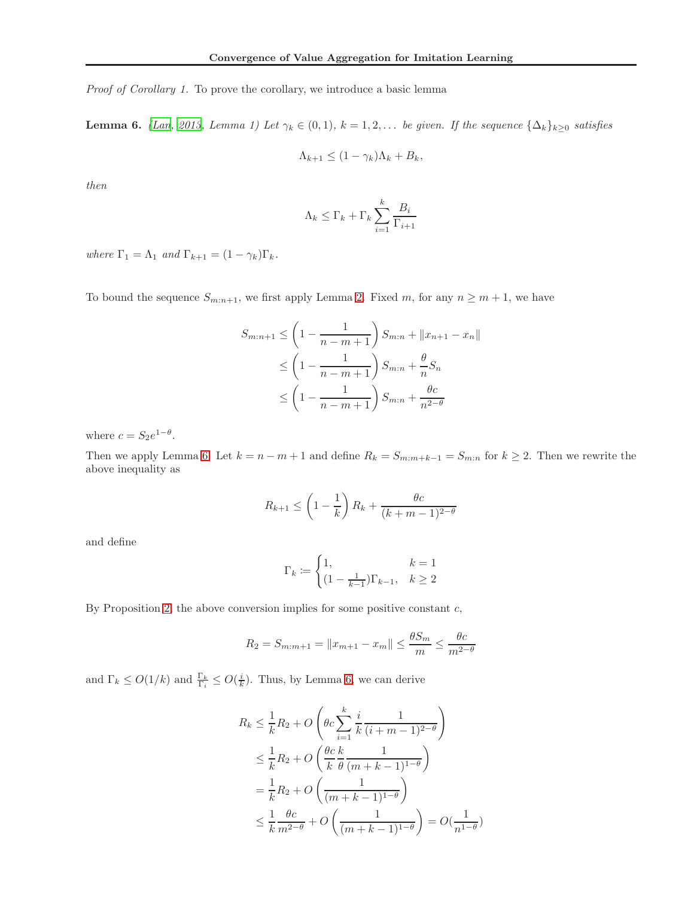*Proof of Corollary 1.* To prove the corollary, we introduce a basic lemma

**Lemma 6.** *(Lan, 2013, Lemma 1) Let $\gamma_k \in (0,1)$, $k = 1, 2, \dots$ be given. If the sequence $\{\Delta_k\}_{k\geq 0}$ satisfies*

$$\Lambda_{k+1} \leq (1-\gamma_k)\Lambda_k + B_k,$$

*then*

$$\Lambda_k \leq \Gamma_k + \Gamma_k \sum_{i=1}^{k} \frac{B_i}{\Gamma_{i+1}}$$

*where $\Gamma_1 = \Lambda_1$ and $\Gamma_{k+1} = (1-\gamma_k)\Gamma_k$.*

To bound the sequence $S_{m:n+1}$, we first apply Lemma 2. Fixed $m$, for any $n \geq m+1$, we have

$$\begin{aligned}
S_{m:n+1} &\leq \left(1 - \frac{1}{n-m+1}\right) S_{m:n} + \|x_{n+1} - x_n\| \\
&\leq \left(1 - \frac{1}{n-m+1}\right) S_{m:n} + \frac{\theta}{n} S_n \\
&\leq \left(1 - \frac{1}{n-m+1}\right) S_{m:n} + \frac{\theta c}{n^{2-\theta}}
\end{aligned}$$

where $c = S_2 e^{1-\theta}$.

Then we apply Lemma 6. Let $k = n - m + 1$ and define $R_k = S_{m:m+k-1} = S_{m:n}$ for $k \geq 2$. Then we rewrite the above inequality as

$$R_{k+1} \leq \left(1 - \frac{1}{k}\right) R_k + \frac{\theta c}{(k+m-1)^{2-\theta}}$$

and define

$$\Gamma_k := \begin{cases} 1, & k = 1 \\ (1 - \frac{1}{k-1})\Gamma_{k-1}, & k \geq 2 \end{cases}$$

By Proposition 2, the above conversion implies for some positive constant $c$,

$$R_2 = S_{m:m+1} = \|x_{m+1} - x_m\| \leq \frac{\theta S_m}{m} \leq \frac{\theta c}{m^{2-\theta}}$$

and $\Gamma_k \leq O(1/k)$ and $\frac{\Gamma_k}{\Gamma_i} \leq O(\frac{i}{k})$. Thus, by Lemma 6, we can derive

$$\begin{aligned}
R_k &\leq \frac{1}{k} R_2 + O\left(\theta c \sum_{i=1}^{k} \frac{i}{k} \frac{1}{(i+m-1)^{2-\theta}}\right) \\
&\leq \frac{1}{k} R_2 + O\left(\frac{\theta c}{k} \frac{k}{\theta} \frac{1}{(m+k-1)^{1-\theta}}\right) \\
&= \frac{1}{k} R_2 + O\left(\frac{1}{(m+k-1)^{1-\theta}}\right) \\
&\leq \frac{1}{k} \frac{\theta c}{m^{2-\theta}} + O\left(\frac{1}{(m+k-1)^{1-\theta}}\right) = O(\frac{1}{n^{1-\theta}})
\end{aligned}$$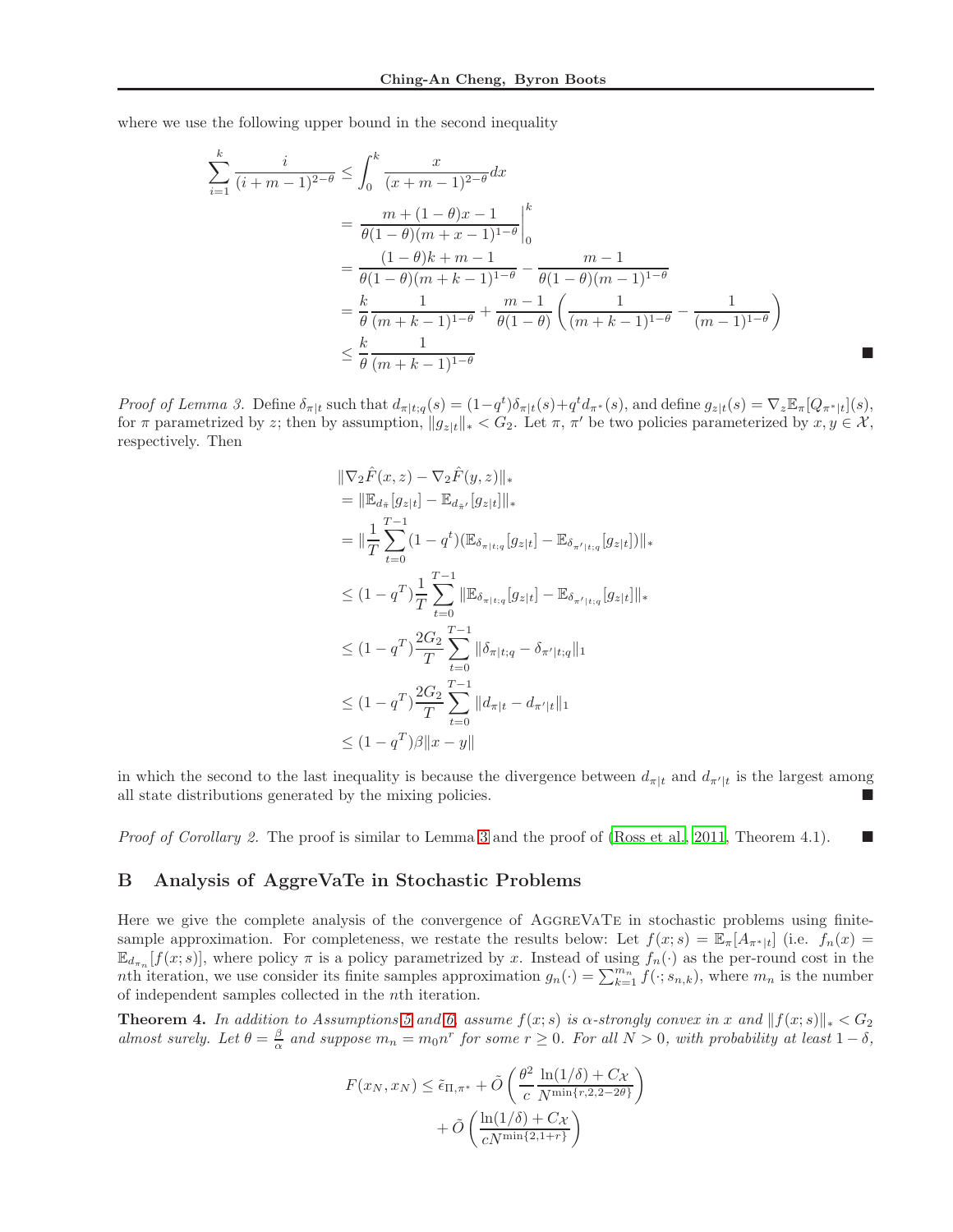where we use the following upper bound in the second inequality

$$
\begin{aligned}
\sum_{i=1}^{k} \frac{i}{(i+m-1)^{2-\theta}} &\leq \int_0^k \frac{x}{(x+m-1)^{2-\theta}} dx \\
&= \left. \frac{m + (1-\theta)x - 1}{\theta(1-\theta)(m+x-1)^{1-\theta}} \right|_0^k \\
&= \frac{(1-\theta)k + m - 1}{\theta(1-\theta)(m+k-1)^{1-\theta}} - \frac{m-1}{\theta(1-\theta)(m-1)^{1-\theta}} \\
&= \frac{k}{\theta} \frac{1}{(m+k-1)^{1-\theta}} + \frac{m-1}{\theta(1-\theta)} \left( \frac{1}{(m+k-1)^{1-\theta}} - \frac{1}{(m-1)^{1-\theta}} \right) \\
&\leq \frac{k}{\theta} \frac{1}{(m+k-1)^{1-\theta}}
\end{aligned}
$$

■

*Proof of Lemma 3.* Define $\delta_{\pi|t}$ such that $d_{\pi|t;q}(s) = (1-q^t)\delta_{\pi|t}(s) + q^t d_{\pi^*}(s)$, and define $g_{z|t}(s) = \nabla_z \mathbb{E}_\pi[Q_{\pi^*|t}](s)$, for $\pi$ parametrized by $z$; then by assumption, $\|g_{z|t}\|_* < G_2$. Let $\pi$, $\pi'$ be two policies parameterized by $x, y \in \mathcal{X}$, respectively. Then

$$
\begin{aligned}
&\|\nabla_2 \hat{F}(x,z) - \nabla_2 \hat{F}(y,z)\|_* \\
&= \|\mathbb{E}_{d_{\tilde{\pi}}}[g_{z|t}] - \mathbb{E}_{d_{\tilde{\pi}'}}[g_{z|t}]\|_* \\
&= \|\frac{1}{T}\sum_{t=0}^{T-1}(1-q^t)(\mathbb{E}_{\delta_{\pi|t;q}}[g_{z|t}] - \mathbb{E}_{\delta_{\pi'|t;q}}[g_{z|t}])\|_* \\
&\leq (1-q^T)\frac{1}{T}\sum_{t=0}^{T-1}\|\mathbb{E}_{\delta_{\pi|t;q}}[g_{z|t}] - \mathbb{E}_{\delta_{\pi'|t;q}}[g_{z|t}]\|_* \\
&\leq (1-q^T)\frac{2G_2}{T}\sum_{t=0}^{T-1}\|\delta_{\pi|t;q} - \delta_{\pi'|t;q}\|_1 \\
&\leq (1-q^T)\frac{2G_2}{T}\sum_{t=0}^{T-1}\|d_{\pi|t} - d_{\pi'|t}\|_1 \\
&\leq (1-q^T)\beta\|x-y\|
\end{aligned}
$$

in which the second to the last inequality is because the divergence between $d_{\pi|t}$ and $d_{\pi'|t}$ is the largest among all state distributions generated by the mixing policies. ■

*Proof of Corollary 2.* The proof is similar to Lemma 3 and the proof of (Ross et al., 2011, Theorem 4.1). ■

## B Analysis of AggreVaTe in Stochastic Problems

Here we give the complete analysis of the convergence of AGGREVATE in stochastic problems using finite-sample approximation. For completeness, we restate the results below: Let $f(x;s) = \mathbb{E}_\pi[A_{\pi^*|t}]$ (i.e. $f_n(x) = \mathbb{E}_{d_{\pi_n}}[f(x;s)]$, where policy $\pi$ is a policy parametrized by $x$. Instead of using $f_n(\cdot)$ as the per-round cost in the $n$th iteration, we use consider its finite samples approximation $g_n(\cdot) = \sum_{k=1}^{m_n} f(\cdot; s_{n,k})$, where $m_n$ is the number of independent samples collected in the $n$th iteration.

**Theorem 4.** *In addition to Assumptions 5 and 6, assume $f(x;s)$ is $\alpha$-strongly convex in $x$ and $\|f(x;s)\|_* < G_2$ almost surely. Let $\theta = \frac{\beta}{\alpha}$ and suppose $m_n = m_0 n^r$ for some $r \geq 0$. For all $N > 0$, with probability at least $1-\delta$,*

$$
\begin{aligned}
F(x_N, x_N) \leq \tilde{\epsilon}_{\Pi,\pi^*} &+ \tilde{O}\left(\frac{\theta^2}{c}\frac{\ln(1/\delta) + C_{\mathcal{X}}}{N^{\min\{r,2,2-2\theta\}}}\right) \\
&+ \tilde{O}\left(\frac{\ln(1/\delta) + C_{\mathcal{X}}}{cN^{\min\{2,1+r\}}}\right)
\end{aligned}
$$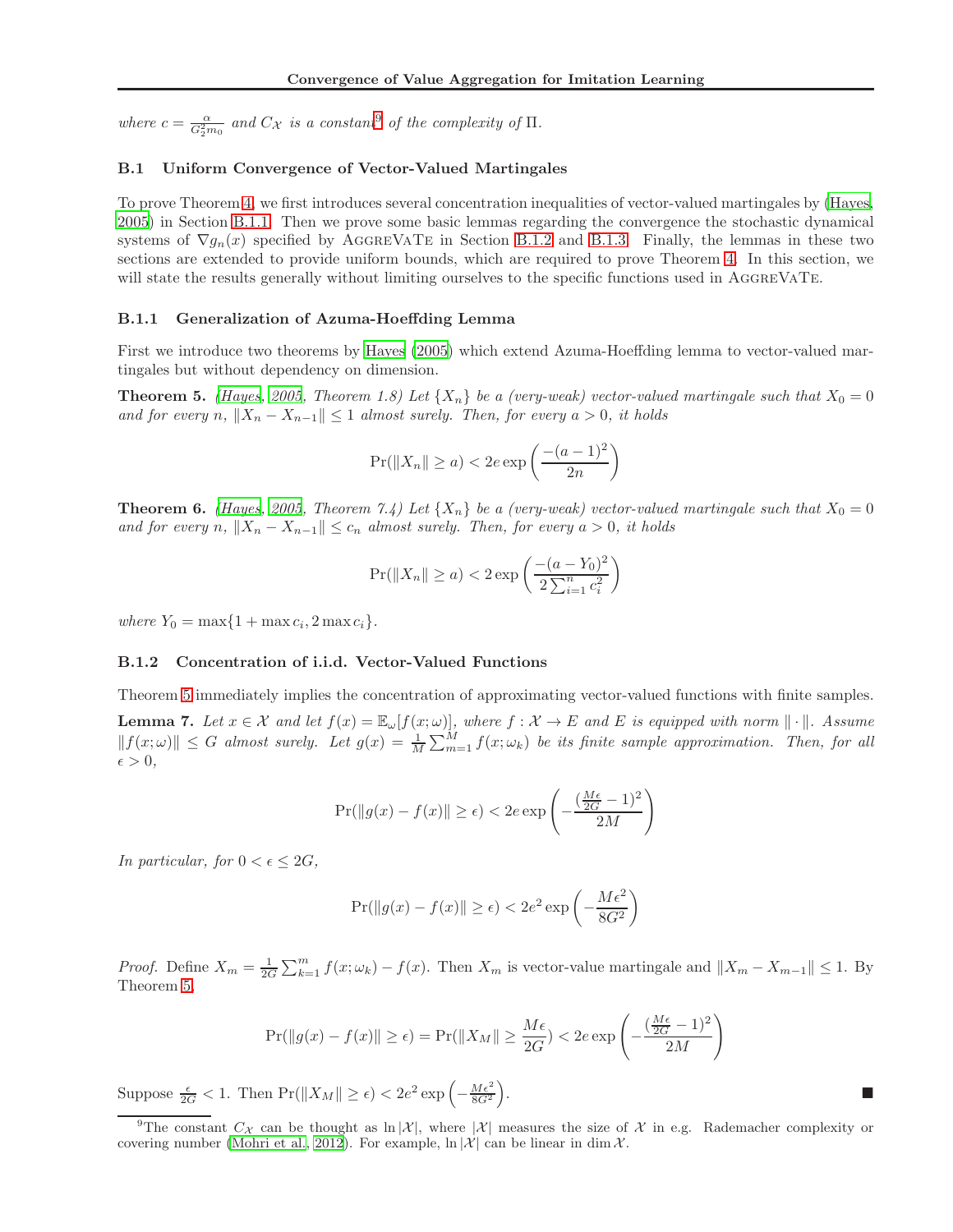where $c = \frac{\alpha}{G_2^2 m_0}$ and $C_{\mathcal{X}}$ is a constant[9] of the complexity of $\Pi$.

### B.1 Uniform Convergence of Vector-Valued Martingales

To prove Theorem 4, we first introduces several concentration inequalities of vector-valued martingales by (Hayes, 2005) in Section B.1.1. Then we prove some basic lemmas regarding the convergence the stochastic dynamical systems of $\nabla g_n(x)$ specified by AggreVaTe in Section B.1.2 and B.1.3. Finally, the lemmas in these two sections are extended to provide uniform bounds, which are required to prove Theorem 4. In this section, we will state the results generally without limiting ourselves to the specific functions used in AggreVaTe.

#### B.1.1 Generalization of Azuma-Hoeffding Lemma

First we introduce two theorems by Hayes (2005) which extend Azuma-Hoeffding lemma to vector-valued martingales but without dependency on dimension.

**Theorem 5.** *(Hayes, 2005, Theorem 1.8) Let $\{X_n\}$ be a (very-weak) vector-valued martingale such that $X_0 = 0$ and for every $n$, $\|X_n - X_{n-1}\| \le 1$ almost surely. Then, for every $a > 0$, it holds*

$$\Pr(\|X_n\| \ge a) < 2e \exp\left(\frac{-(a-1)^2}{2n}\right)$$

**Theorem 6.** *(Hayes, 2005, Theorem 7.4) Let $\{X_n\}$ be a (very-weak) vector-valued martingale such that $X_0 = 0$ and for every $n$, $\|X_n - X_{n-1}\| \le c_n$ almost surely. Then, for every $a > 0$, it holds*

$$\Pr(\|X_n\| \ge a) < 2 \exp\left(\frac{-(a-Y_0)^2}{2\sum_{i=1}^n c_i^2}\right)$$

*where $Y_0 = \max\{1 + \max c_i, 2\max c_i\}$.*

#### B.1.2 Concentration of i.i.d. Vector-Valued Functions

Theorem 5 immediately implies the concentration of approximating vector-valued functions with finite samples.

**Lemma 7.** *Let $x \in \mathcal{X}$ and let $f(x) = \mathbb{E}_\omega[f(x;\omega)]$, where $f : \mathcal{X} \to E$ and $E$ is equipped with norm $\|\cdot\|$. Assume $\|f(x;\omega)\| \le G$ almost surely. Let $g(x) = \frac{1}{M}\sum_{m=1}^M f(x;\omega_k)$ be its finite sample approximation. Then, for all $\epsilon > 0$,*

$$\Pr(\|g(x) - f(x)\| \ge \epsilon) < 2e \exp\left(-\frac{(\frac{M\epsilon}{2G} - 1)^2}{2M}\right)$$

*In particular, for $0 < \epsilon \le 2G$,*

$$\Pr(\|g(x) - f(x)\| \ge \epsilon) < 2e^2 \exp\left(-\frac{M\epsilon^2}{8G^2}\right)$$

*Proof.* Define $X_m = \frac{1}{2G}\sum_{k=1}^m f(x;\omega_k) - f(x)$. Then $X_m$ is vector-value martingale and $\|X_m - X_{m-1}\| \le 1$. By Theorem 5,

$$\Pr(\|g(x) - f(x)\| \ge \epsilon) = \Pr(\|X_M\| \ge \frac{M\epsilon}{2G}) < 2e \exp\left(-\frac{(\frac{M\epsilon}{2G} - 1)^2}{2M}\right)$$

Suppose $\frac{\epsilon}{2G} < 1$. Then $\Pr(\|X_M\| \ge \epsilon) < 2e^2 \exp\left(-\frac{M\epsilon^2}{8G^2}\right)$. ∎

[9] The constant $C_{\mathcal{X}}$ can be thought as $\ln|\mathcal{X}|$, where $|\mathcal{X}|$ measures the size of $\mathcal{X}$ in e.g. Rademacher complexity or covering number (Mohri et al., 2012). For example, $\ln|\mathcal{X}|$ can be linear in $\dim \mathcal{X}$.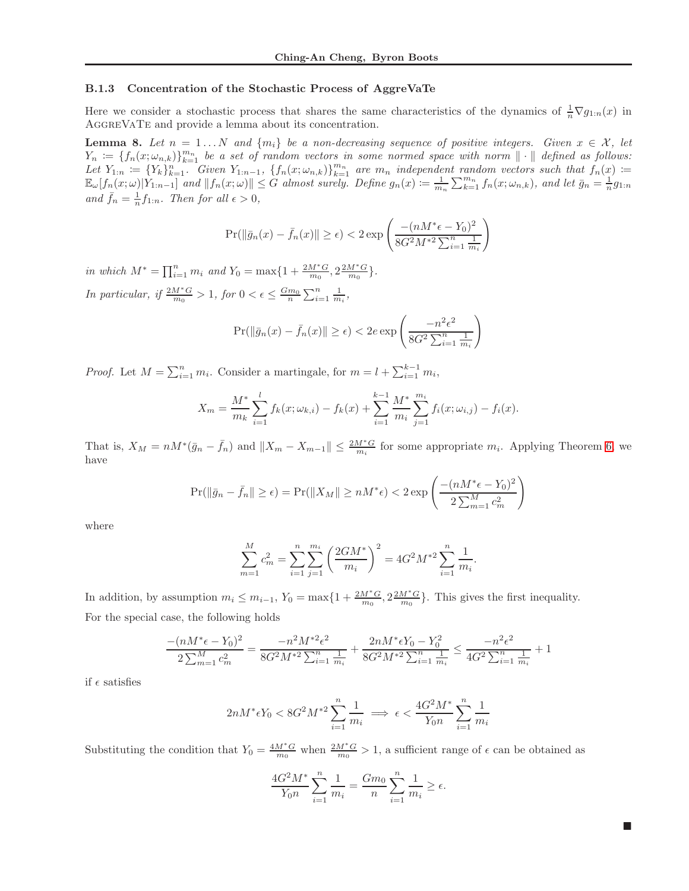### B.1.3 Concentration of the Stochastic Process of AggreVaTe

Here we consider a stochastic process that shares the same characteristics of the dynamics of $\frac{1}{n}\nabla g_{1:n}(x)$ in AggreVaTe and provide a lemma about its concentration.

**Lemma 8.** *Let $n = 1 \dots N$ and $\{m_i\}$ be a non-decreasing sequence of positive integers. Given $x \in \mathcal{X}$, let $Y_n \coloneqq \{f_n(x; \omega_{n,k})\}_{k=1}^{m_n}$ be a set of random vectors in some normed space with norm $\|\cdot\|$ defined as follows: Let $Y_{1:n} \coloneqq \{Y_k\}_{k=1}^{n}$. Given $Y_{1:n-1}$, $\{f_n(x; \omega_{n,k})\}_{k=1}^{m_n}$ are $m_n$ independent random vectors such that $f_n(x) \coloneqq \mathbb{E}_\omega[f_n(x;\omega)|Y_{1:n-1}]$ and $\|f_n(x;\omega)\| \leq G$ almost surely. Define $g_n(x) \coloneqq \frac{1}{m_n}\sum_{k=1}^{m_n} f_n(x;\omega_{n,k})$, and let $\bar{g}_n = \frac{1}{n} g_{1:n}$ and $\bar{f}_n = \frac{1}{n} f_{1:n}$. Then for all $\epsilon > 0$,*

$$
\Pr(\|\bar{g}_n(x) - \bar{f}_n(x)\| \geq \epsilon) < 2 \exp\left( \frac{-(nM^*\epsilon - Y_0)^2}{8G^2 M^{*2} \sum_{i=1}^n \frac{1}{m_i}} \right)
$$

*in which $M^* = \prod_{i=1}^n m_i$ and $Y_0 = \max\{1 + \frac{2M^*G}{m_0}, 2\frac{2M^*G}{m_0}\}$.*

*In particular, if $\frac{2M^*G}{m_0} > 1$, for $0 < \epsilon \leq \frac{Gm_0}{n}\sum_{i=1}^n \frac{1}{m_i}$,*

$$
\Pr(\|\bar{g}_n(x) - \bar{f}_n(x)\| \geq \epsilon) < 2e \exp\left( \frac{-n^2\epsilon^2}{8G^2 \sum_{i=1}^n \frac{1}{m_i}} \right)
$$

*Proof.* Let $M = \sum_{i=1}^n m_i$. Consider a martingale, for $m = l + \sum_{i=1}^{k-1} m_i$,

$$
X_m = \frac{M^*}{m_k} \sum_{i=1}^{l} f_k(x; \omega_{k,i}) - f_k(x) + \sum_{i=1}^{k-1} \frac{M^*}{m_i} \sum_{j=1}^{m_i} f_i(x; \omega_{i,j}) - f_i(x).
$$

That is, $X_M = nM^*(\bar{g}_n - \bar{f}_n)$ and $\|X_m - X_{m-1}\| \leq \frac{2M^*G}{m_i}$ for some appropriate $m_i$. Applying Theorem 6, we have

$$
\Pr(\|\bar{g}_n - \bar{f}_n\| \geq \epsilon) = \Pr(\|X_M\| \geq nM^*\epsilon) < 2\exp\left( \frac{-(nM^*\epsilon - Y_0)^2}{2\sum_{m=1}^M c_m^2} \right)
$$

where

$$
\sum_{m=1}^M c_m^2 = \sum_{i=1}^n \sum_{j=1}^{m_i} \left( \frac{2GM^*}{m_i} \right)^2 = 4G^2 M^{*2} \sum_{i=1}^n \frac{1}{m_i}.
$$

In addition, by assumption $m_i \leq m_{i-1}$, $Y_0 = \max\{1 + \frac{2M^*G}{m_0}, 2\frac{2M^*G}{m_0}\}$. This gives the first inequality.

For the special case, the following holds

$$
\frac{-(nM^*\epsilon - Y_0)^2}{2\sum_{m=1}^M c_m^2} = \frac{-n^2M^{*2}\epsilon^2}{8G^2M^{*2}\sum_{i=1}^n \frac{1}{m_i}} + \frac{2nM^*\epsilon Y_0 - Y_0^2}{8G^2M^{*2}\sum_{i=1}^n \frac{1}{m_i}} \leq \frac{-n^2\epsilon^2}{4G^2\sum_{i=1}^n \frac{1}{m_i}} + 1
$$

if $\epsilon$ satisfies

$$
2nM^*\epsilon Y_0 < 8G^2M^{*2}\sum_{i=1}^n \frac{1}{m_i} \implies \epsilon < \frac{4G^2M^*}{Y_0 n}\sum_{i=1}^n \frac{1}{m_i}
$$

Substituting the condition that $Y_0 = \frac{4M^*G}{m_0}$ when $\frac{2M^*G}{m_0} > 1$, a sufficient range of $\epsilon$ can be obtained as

$$
\frac{4G^2M^*}{Y_0 n}\sum_{i=1}^n \frac{1}{m_i} = \frac{Gm_0}{n}\sum_{i=1}^n \frac{1}{m_i} \geq \epsilon.
$$

∎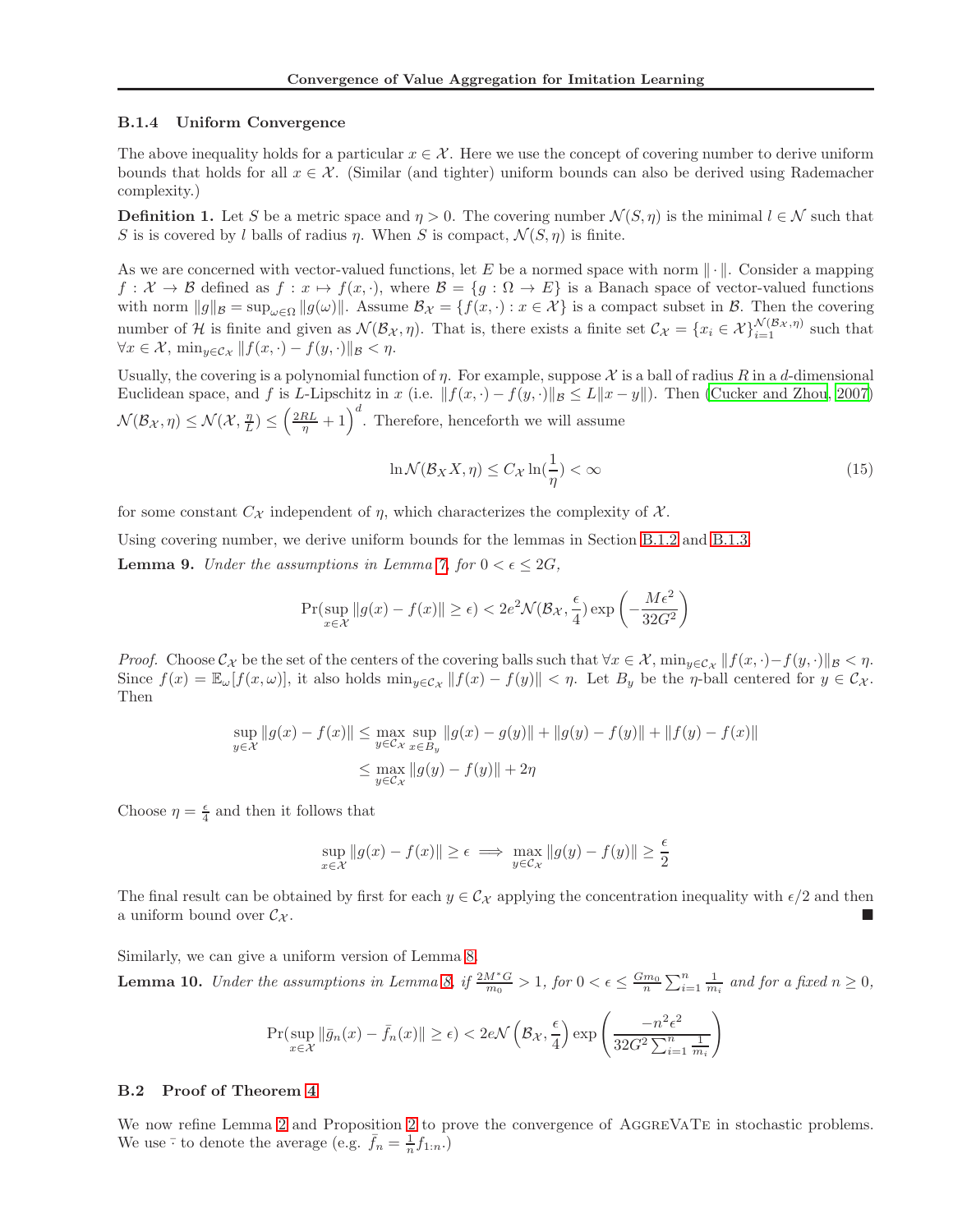### B.1.4 Uniform Convergence

The above inequality holds for a particular $x \in \mathcal{X}$. Here we use the concept of covering number to derive uniform bounds that holds for all $x \in \mathcal{X}$. (Similar (and tighter) uniform bounds can also be derived using Rademacher complexity.)

**Definition 1.** Let $S$ be a metric space and $\eta > 0$. The covering number $\mathcal{N}(S, \eta)$ is the minimal $l \in \mathcal{N}$ such that $S$ is is covered by $l$ balls of radius $\eta$. When $S$ is compact, $\mathcal{N}(S, \eta)$ is finite.

As we are concerned with vector-valued functions, let $E$ be a normed space with norm $\|\cdot\|$. Consider a mapping $f : \mathcal{X} \to \mathcal{B}$ defined as $f : x \mapsto f(x, \cdot)$, where $\mathcal{B} = \{g : \Omega \to E\}$ is a Banach space of vector-valued functions with norm $\|g\|_{\mathcal{B}} = \sup_{\omega \in \Omega} \|g(\omega)\|$. Assume $\mathcal{B}_{\mathcal{X}} = \{f(x, \cdot) : x \in \mathcal{X}\}$ is a compact subset in $\mathcal{B}$. Then the covering number of $\mathcal{H}$ is finite and given as $\mathcal{N}(\mathcal{B}_{\mathcal{X}}, \eta)$. That is, there exists a finite set $\mathcal{C}_{\mathcal{X}} = \{x_i \in \mathcal{X}\}_{i=1}^{\mathcal{N}(\mathcal{B}_{\mathcal{X}}, \eta)}$ such that $\forall x \in \mathcal{X}$, $\min_{y \in \mathcal{C}_{\mathcal{X}}} \|f(x, \cdot) - f(y, \cdot)\|_{\mathcal{B}} < \eta$.

Usually, the covering is a polynomial function of $\eta$. For example, suppose $\mathcal{X}$ is a ball of radius $R$ in a $d$-dimensional Euclidean space, and $f$ is $L$-Lipschitz in $x$ (i.e. $\|f(x, \cdot) - f(y, \cdot)\|_{\mathcal{B}} \le L\|x - y\|$). Then (Cucker and Zhou, 2007) $\mathcal{N}(\mathcal{B}_{\mathcal{X}}, \eta) \le \mathcal{N}(\mathcal{X}, \frac{\eta}{L}) \le \left(\frac{2RL}{\eta} + 1\right)^d$. Therefore, henceforth we will assume

$$\ln \mathcal{N}(\mathcal{B}_X X, \eta) \le C_{\mathcal{X}} \ln(\frac{1}{\eta}) < \infty \tag{15}$$

for some constant $C_{\mathcal{X}}$ independent of $\eta$, which characterizes the complexity of $\mathcal{X}$.

Using covering number, we derive uniform bounds for the lemmas in Section B.1.2 and B.1.3.

**Lemma 9.** *Under the assumptions in Lemma 7, for $0 < \epsilon \le 2G$,*

$$\Pr(\sup_{x \in \mathcal{X}} \|g(x) - f(x)\| \ge \epsilon) < 2e^2 \mathcal{N}(\mathcal{B}_{\mathcal{X}}, \frac{\epsilon}{4}) \exp\left(-\frac{M\epsilon^2}{32G^2}\right)$$

*Proof.* Choose $\mathcal{C}_{\mathcal{X}}$ be the set of the centers of the covering balls such that $\forall x \in \mathcal{X}$, $\min_{y \in \mathcal{C}_{\mathcal{X}}} \|f(x, \cdot) - f(y, \cdot)\|_{\mathcal{B}} < \eta$. Since $f(x) = \mathbb{E}_{\omega}[f(x, \omega)]$, it also holds $\min_{y \in \mathcal{C}_{\mathcal{X}}} \|f(x) - f(y)\| < \eta$. Let $B_y$ be the $\eta$-ball centered for $y \in \mathcal{C}_{\mathcal{X}}$. Then

$$\begin{aligned}
\sup_{y \in \mathcal{X}} \|g(x) - f(x)\| &\le \max_{y \in \mathcal{C}_{\mathcal{X}}} \sup_{x \in B_y} \|g(x) - g(y)\| + \|g(y) - f(y)\| + \|f(y) - f(x)\| \\
&\le \max_{y \in \mathcal{C}_{\mathcal{X}}} \|g(y) - f(y)\| + 2\eta
\end{aligned}$$

Choose $\eta = \frac{\epsilon}{4}$ and then it follows that

$$\sup_{x \in \mathcal{X}} \|g(x) - f(x)\| \ge \epsilon \implies \max_{y \in \mathcal{C}_{\mathcal{X}}} \|g(y) - f(y)\| \ge \frac{\epsilon}{2}$$

The final result can be obtained by first for each $y \in \mathcal{C}_{\mathcal{X}}$ applying the concentration inequality with $\epsilon/2$ and then a uniform bound over $\mathcal{C}_{\mathcal{X}}$. ■

Similarly, we can give a uniform version of Lemma 8.

**Lemma 10.** *Under the assumptions in Lemma 8, if $\frac{2M^* G}{m_0} > 1$, for $0 < \epsilon \le \frac{Gm_0}{n} \sum_{i=1}^n \frac{1}{m_i}$ and for a fixed $n \ge 0$,*

$$\Pr(\sup_{x \in \mathcal{X}} \|\bar{g}_n(x) - \bar{f}_n(x)\| \ge \epsilon) < 2e\mathcal{N}\left(\mathcal{B}_{\mathcal{X}}, \frac{\epsilon}{4}\right) \exp\left(\frac{-n^2\epsilon^2}{32G^2 \sum_{i=1}^n \frac{1}{m_i}}\right)$$

## B.2 Proof of Theorem 4

We now refine Lemma 2 and Proposition 2 to prove the convergence of AggreVaTe in stochastic problems. We use $\bar{\cdot}$ to denote the average (e.g. $\bar{f}_n = \frac{1}{n} f_{1:n}$.)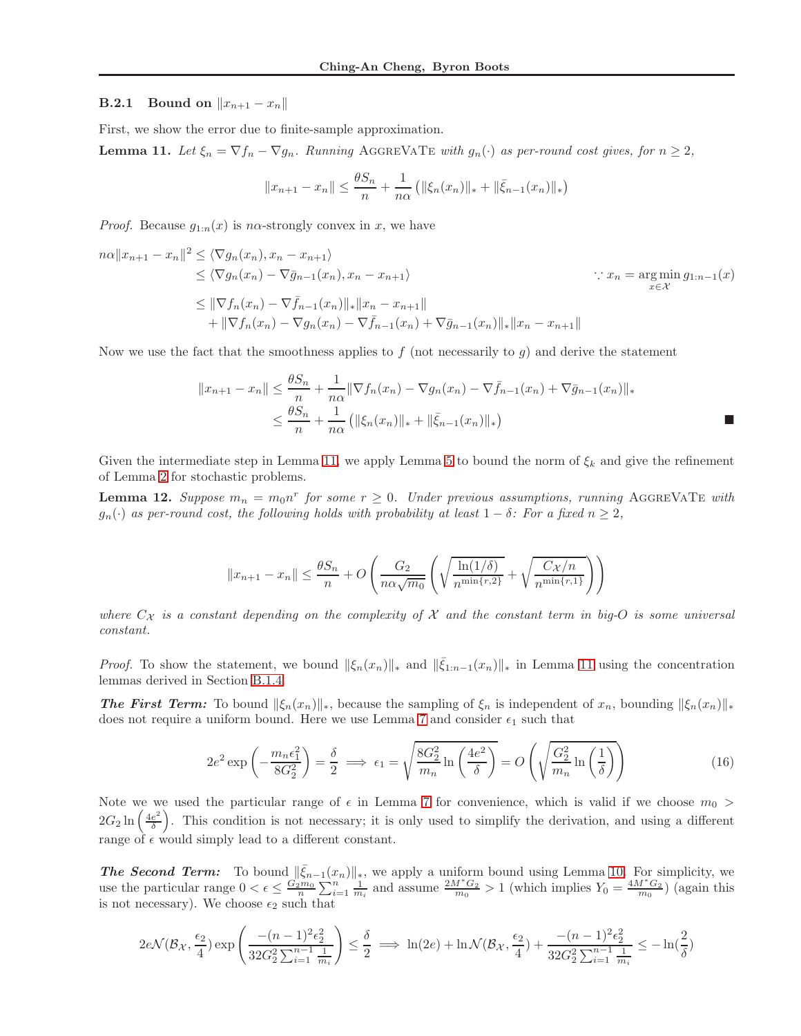### B.2.1 Bound on $\|x_{n+1} - x_n\|$

First, we show the error due to finite-sample approximation.

**Lemma 11.** *Let $\xi_n = \nabla f_n - \nabla g_n$. Running* AggreVaTe *with $g_n(\cdot)$ as per-round cost gives, for $n \geq 2$,*

$$\|x_{n+1} - x_n\| \leq \frac{\theta S_n}{n} + \frac{1}{n\alpha}\left(\|\xi_n(x_n)\|_* + \|\bar{\xi}_{n-1}(x_n)\|_*\right)$$

*Proof.* Because $g_{1:n}(x)$ is $n\alpha$-strongly convex in $x$, we have

$$\begin{aligned}
n\alpha\|x_{n+1} - x_n\|^2 &\leq \langle \nabla g_n(x_n), x_n - x_{n+1}\rangle \\
&\leq \langle \nabla g_n(x_n) - \nabla \bar{g}_{n-1}(x_n), x_n - x_{n+1}\rangle \qquad \because x_n = \arg\min_{x\in\mathcal{X}} g_{1:n-1}(x) \\
&\leq \|\nabla f_n(x_n) - \nabla \bar{f}_{n-1}(x_n)\|_*\|x_n - x_{n+1}\| \\
&\quad + \|\nabla f_n(x_n) - \nabla g_n(x_n) - \nabla \bar{f}_{n-1}(x_n) + \nabla \bar{g}_{n-1}(x_n)\|_*\|x_n - x_{n+1}\|
\end{aligned}$$

Now we use the fact that the smoothness applies to $f$ (not necessarily to $g$) and derive the statement

$$\begin{aligned}
\|x_{n+1} - x_n\| &\leq \frac{\theta S_n}{n} + \frac{1}{n\alpha}\|\nabla f_n(x_n) - \nabla g_n(x_n) - \nabla \bar{f}_{n-1}(x_n) + \nabla \bar{g}_{n-1}(x_n)\|_* \\
&\leq \frac{\theta S_n}{n} + \frac{1}{n\alpha}\left(\|\xi_n(x_n)\|_* + \|\bar{\xi}_{n-1}(x_n)\|_*\right)
\end{aligned}$$

∎

Given the intermediate step in Lemma 11, we apply Lemma 5 to bound the norm of $\xi_k$ and give the refinement of Lemma 2 for stochastic problems.

**Lemma 12.** *Suppose $m_n = m_0 n^r$ for some $r \geq 0$. Under previous assumptions, running* AggreVaTe *with $g_n(\cdot)$ as per-round cost, the following holds with probability at least $1-\delta$: For a fixed $n \geq 2$,*

$$\|x_{n+1} - x_n\| \leq \frac{\theta S_n}{n} + O\left(\frac{G_2}{n\alpha\sqrt{m_0}}\left(\sqrt{\frac{\ln(1/\delta)}{n^{\min\{r,2\}}}} + \sqrt{\frac{C_{\mathcal{X}}/n}{n^{\min\{r,1\}}}}\right)\right)$$

*where $C_{\mathcal{X}}$ is a constant depending on the complexity of $\mathcal{X}$ and the constant term in big-O is some universal constant.*

*Proof.* To show the statement, we bound $\|\xi_n(x_n)\|_*$ and $\|\bar{\xi}_{1:n-1}(x_n)\|_*$ in Lemma 11 using the concentration lemmas derived in Section B.1.4.

***The First Term:*** To bound $\|\xi_n(x_n)\|_*$, because the sampling of $\xi_n$ is independent of $x_n$, bounding $\|\xi_n(x_n)\|_*$ does not require a uniform bound. Here we use Lemma 7 and consider $\epsilon_1$ such that

$$2e^2 \exp\left(-\frac{m_n\epsilon_1^2}{8G_2^2}\right) = \frac{\delta}{2} \implies \epsilon_1 = \sqrt{\frac{8G_2^2}{m_n}\ln\left(\frac{4e^2}{\delta}\right)} = O\left(\sqrt{\frac{G_2^2}{m_n}\ln\left(\frac{1}{\delta}\right)}\right) \tag{16}$$

Note we we used the particular range of $\epsilon$ in Lemma 7 for convenience, which is valid if we choose $m_0 > 2G_2\ln\left(\frac{4e^2}{\delta}\right)$. This condition is not necessary; it is only used to simplify the derivation, and using a different range of $\epsilon$ would simply lead to a different constant.

***The Second Term:*** To bound $\|\bar{\xi}_{n-1}(x_n)\|_*$, we apply a uniform bound using Lemma 10. For simplicity, we use the particular range $0 < \epsilon \leq \frac{G_2 m_0}{n}\sum_{i=1}^{n}\frac{1}{m_i}$ and assume $\frac{2M^* G_2}{m_0} > 1$ (which implies $Y_0 = \frac{4M^* G_2}{m_0}$) (again this is not necessary). We choose $\epsilon_2$ such that

$$2e\mathcal{N}(\mathcal{B}_{\mathcal{X}}, \frac{\epsilon_2}{4})\exp\left(\frac{-(n-1)^2\epsilon_2^2}{32G_2^2\sum_{i=1}^{n-1}\frac{1}{m_i}}\right) \leq \frac{\delta}{2} \implies \ln(2e) + \ln\mathcal{N}(\mathcal{B}_{\mathcal{X}}, \frac{\epsilon_2}{4}) + \frac{-(n-1)^2\epsilon_2^2}{32G_2^2\sum_{i=1}^{n-1}\frac{1}{m_i}} \leq -\ln(\frac{2}{\delta})$$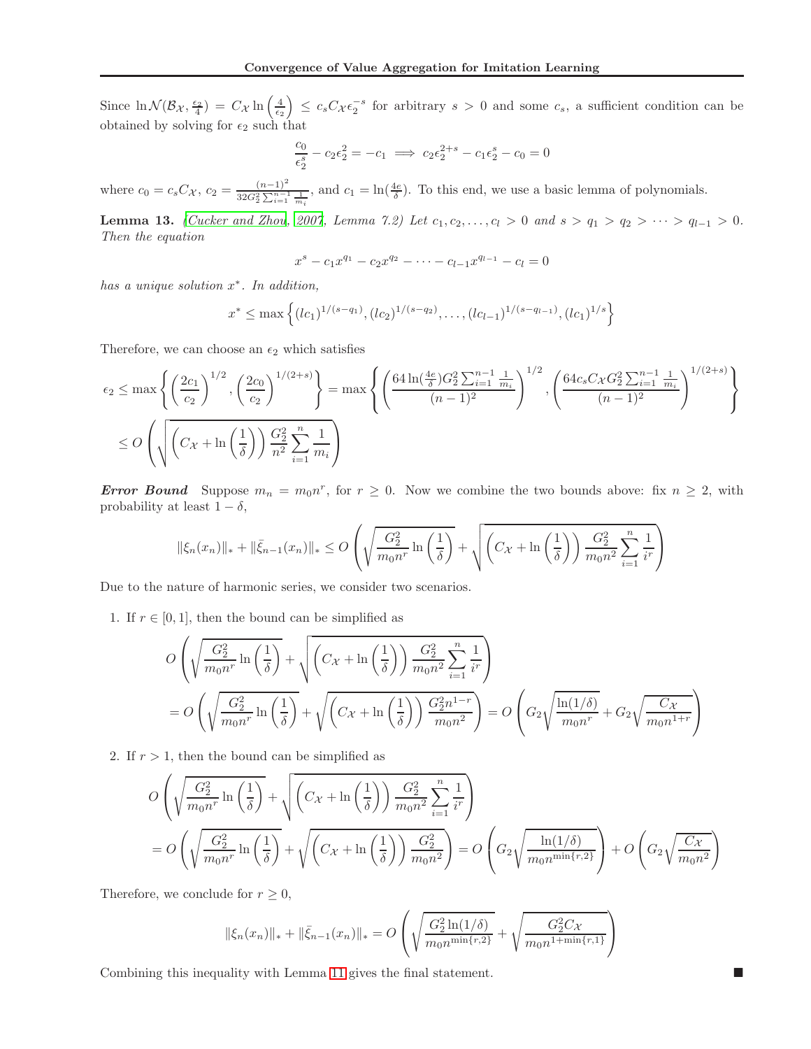Since $\ln \mathcal{N}(\mathcal{B}_\mathcal{X}, \frac{\epsilon_2}{4}) = C_\mathcal{X} \ln\left(\frac{4}{\epsilon_2}\right) \leq c_s C_\mathcal{X} \epsilon_2^{-s}$ for arbitrary $s > 0$ and some $c_s$, a sufficient condition can be obtained by solving for $\epsilon_2$ such that

$$\frac{c_0}{\epsilon_2^s} - c_2 \epsilon_2^2 = -c_1 \implies c_2 \epsilon_2^{2+s} - c_1 \epsilon_2^s - c_0 = 0$$

where $c_0 = c_s C_\mathcal{X}$, $c_2 = \frac{(n-1)^2}{32 G_2^2 \sum_{i=1}^{n-1} \frac{1}{m_i}}$, and $c_1 = \ln(\frac{4e}{\delta})$. To this end, we use a basic lemma of polynomials.

**Lemma 13.** *(Cucker and Zhou, 2007, Lemma 7.2) Let $c_1, c_2, \dots, c_l > 0$ and $s > q_1 > q_2 > \dots > q_{l-1} > 0$. Then the equation*

$$x^s - c_1 x^{q_1} - c_2 x^{q_2} - \dots - c_{l-1} x^{q_{l-1}} - c_l = 0$$

*has a unique solution $x^*$. In addition,*

$$x^* \leq \max\left\{ (l c_1)^{1/(s-q_1)}, (l c_2)^{1/(s-q_2)}, \dots, (l c_{l-1})^{1/(s-q_{l-1})}, (l c_1)^{1/s} \right\}$$

Therefore, we can choose an $\epsilon_2$ which satisfies

$$\epsilon_2 \leq \max\left\{ \left(\frac{2c_1}{c_2}\right)^{1/2}, \left(\frac{2c_0}{c_2}\right)^{1/(2+s)} \right\} = \max\left\{ \left( \frac{64 \ln(\frac{4e}{\delta}) G_2^2 \sum_{i=1}^{n-1} \frac{1}{m_i}}{(n-1)^2} \right)^{1/2}, \left( \frac{64 c_s C_\mathcal{X} G_2^2 \sum_{i=1}^{n-1} \frac{1}{m_i}}{(n-1)^2} \right)^{1/(2+s)} \right\}$$

$$\leq O\left( \sqrt{ \left( C_\mathcal{X} + \ln\left(\frac{1}{\delta}\right) \right) \frac{G_2^2}{n^2} \sum_{i=1}^{n} \frac{1}{m_i} } \right)$$

***Error Bound*** Suppose $m_n = m_0 n^r$, for $r \geq 0$. Now we combine the two bounds above: fix $n \geq 2$, with probability at least $1 - \delta$,

$$\|\xi_n(x_n)\|_* + \|\bar{\xi}_{n-1}(x_n)\|_* \leq O\left( \sqrt{\frac{G_2^2}{m_0 n^r} \ln\left(\frac{1}{\delta}\right)} + \sqrt{ \left( C_\mathcal{X} + \ln\left(\frac{1}{\delta}\right) \right) \frac{G_2^2}{m_0 n^2} \sum_{i=1}^{n} \frac{1}{i^r} } \right)$$

Due to the nature of harmonic series, we consider two scenarios.

1. If $r \in [0, 1]$, then the bound can be simplified as

$$O\left( \sqrt{\frac{G_2^2}{m_0 n^r} \ln\left(\frac{1}{\delta}\right)} + \sqrt{ \left( C_\mathcal{X} + \ln\left(\frac{1}{\delta}\right) \right) \frac{G_2^2}{m_0 n^2} \sum_{i=1}^{n} \frac{1}{i^r} } \right)$$

$$= O\left( \sqrt{\frac{G_2^2}{m_0 n^r} \ln\left(\frac{1}{\delta}\right)} + \sqrt{ \left( C_\mathcal{X} + \ln\left(\frac{1}{\delta}\right) \right) \frac{G_2^2 n^{1-r}}{m_0 n^2} } \right) = O\left( G_2 \sqrt{\frac{\ln(1/\delta)}{m_0 n^r}} + G_2 \sqrt{\frac{C_\mathcal{X}}{m_0 n^{1+r}}} \right)$$

2. If $r > 1$, then the bound can be simplified as

$$O\left( \sqrt{\frac{G_2^2}{m_0 n^r} \ln\left(\frac{1}{\delta}\right)} + \sqrt{ \left( C_\mathcal{X} + \ln\left(\frac{1}{\delta}\right) \right) \frac{G_2^2}{m_0 n^2} \sum_{i=1}^{n} \frac{1}{i^r} } \right)$$

$$= O\left( \sqrt{\frac{G_2^2}{m_0 n^r} \ln\left(\frac{1}{\delta}\right)} + \sqrt{ \left( C_\mathcal{X} + \ln\left(\frac{1}{\delta}\right) \right) \frac{G_2^2}{m_0 n^2} } \right) = O\left( G_2 \sqrt{\frac{\ln(1/\delta)}{m_0 n^{\min\{r,2\}}}} \right) + O\left( G_2 \sqrt{\frac{C_\mathcal{X}}{m_0 n^2}} \right)$$

Therefore, we conclude for $r \geq 0$,

$$\|\xi_n(x_n)\|_* + \|\bar{\xi}_{n-1}(x_n)\|_* = O\left( \sqrt{\frac{G_2^2 \ln(1/\delta)}{m_0 n^{\min\{r,2\}}}} + \sqrt{\frac{G_2^2 C_\mathcal{X}}{m_0 n^{1+\min\{r,1\}}}} \right)$$

Combining this inequality with Lemma 11 gives the final statement. ■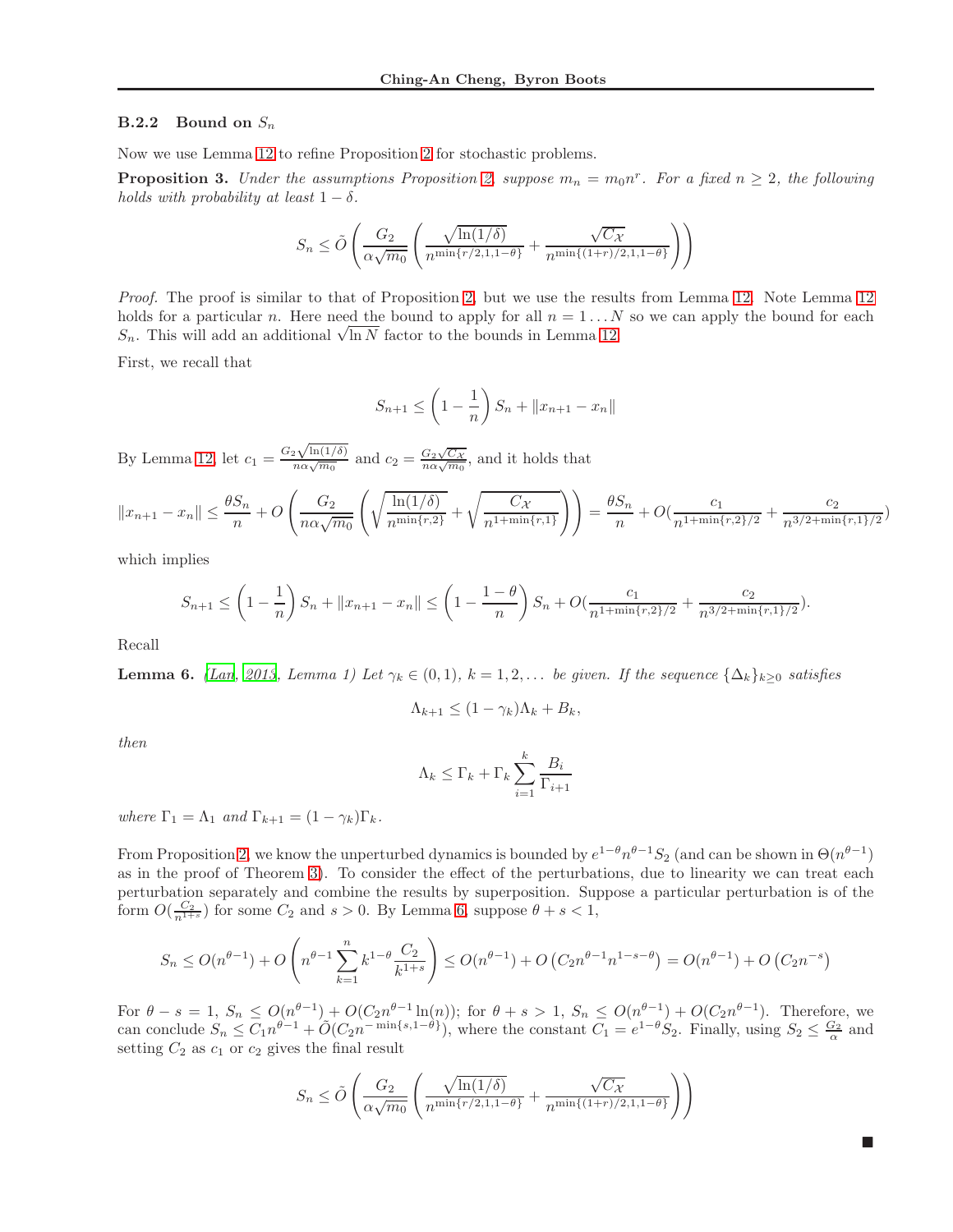### B.2.2 Bound on $S_n$

Now we use Lemma 12 to refine Proposition 2 for stochastic problems.

**Proposition 3.** *Under the assumptions Proposition 2, suppose $m_n = m_0 n^r$. For a fixed $n \geq 2$, the following holds with probability at least $1 - \delta$.*

$$S_n \leq \tilde{O}\left(\frac{G_2}{\alpha\sqrt{m_0}}\left(\frac{\sqrt{\ln(1/\delta)}}{n^{\min\{r/2,1,1-\theta\}}} + \frac{\sqrt{C_{\mathcal{X}}}}{n^{\min\{(1+r)/2,1,1-\theta\}}}\right)\right)$$

*Proof.* The proof is similar to that of Proposition 2, but we use the results from Lemma 12. Note Lemma 12 holds for a particular $n$. Here need the bound to apply for all $n = 1 \dots N$ so we can apply the bound for each $S_n$. This will add an additional $\sqrt{\ln N}$ factor to the bounds in Lemma 12.

First, we recall that

$$S_{n+1} \leq \left(1 - \frac{1}{n}\right) S_n + \|x_{n+1} - x_n\|$$

By Lemma 12, let $c_1 = \frac{G_2\sqrt{\ln(1/\delta)}}{n\alpha\sqrt{m_0}}$ and $c_2 = \frac{G_2\sqrt{C_{\mathcal{X}}}}{n\alpha\sqrt{m_0}}$, and it holds that

$$\|x_{n+1} - x_n\| \leq \frac{\theta S_n}{n} + O\left(\frac{G_2}{n\alpha\sqrt{m_0}}\left(\sqrt{\frac{\ln(1/\delta)}{n^{\min\{r,2\}}}} + \sqrt{\frac{C_{\mathcal{X}}}{n^{1+\min\{r,1\}}}}\right)\right) = \frac{\theta S_n}{n} + O\left(\frac{c_1}{n^{1+\min\{r,2\}/2}} + \frac{c_2}{n^{3/2+\min\{r,1\}/2}}\right)$$

which implies

$$S_{n+1} \leq \left(1 - \frac{1}{n}\right) S_n + \|x_{n+1} - x_n\| \leq \left(1 - \frac{1-\theta}{n}\right) S_n + O\left(\frac{c_1}{n^{1+\min\{r,2\}/2}} + \frac{c_2}{n^{3/2+\min\{r,1\}/2}}\right).$$

Recall

**Lemma 6.** *(Lan, 2013, Lemma 1) Let $\gamma_k \in (0,1)$, $k = 1, 2, \dots$ be given. If the sequence $\{\Delta_k\}_{k\geq 0}$ satisfies*

$$\Lambda_{k+1} \leq (1 - \gamma_k)\Lambda_k + B_k,$$

*then*

$$\Lambda_k \leq \Gamma_k + \Gamma_k \sum_{i=1}^{k} \frac{B_i}{\Gamma_{i+1}}$$

*where $\Gamma_1 = \Lambda_1$ and $\Gamma_{k+1} = (1 - \gamma_k)\Gamma_k$.*

From Proposition 2, we know the unperturbed dynamics is bounded by $e^{1-\theta} n^{\theta-1} S_2$ (and can be shown in $\Theta(n^{\theta-1})$ as in the proof of Theorem 3). To consider the effect of the perturbations, due to linearity we can treat each perturbation separately and combine the results by superposition. Suppose a particular perturbation is of the form $O(\frac{C_2}{n^{1+s}})$ for some $C_2$ and $s > 0$. By Lemma 6, suppose $\theta + s < 1$,

$$S_n \leq O(n^{\theta-1}) + O\left(n^{\theta-1}\sum_{k=1}^{n} k^{1-\theta}\frac{C_2}{k^{1+s}}\right) \leq O(n^{\theta-1}) + O\left(C_2 n^{\theta-1} n^{1-s-\theta}\right) = O(n^{\theta-1}) + O\left(C_2 n^{-s}\right)$$

For $\theta - s = 1$, $S_n \leq O(n^{\theta-1}) + O(C_2 n^{\theta-1}\ln(n))$; for $\theta + s > 1$, $S_n \leq O(n^{\theta-1}) + O(C_2 n^{\theta-1})$. Therefore, we can conclude $S_n \leq C_1 n^{\theta-1} + \tilde{O}(C_2 n^{-\min\{s,1-\theta\}})$, where the constant $C_1 = e^{1-\theta} S_2$. Finally, using $S_2 \leq \frac{G_2}{\alpha}$ and setting $C_2$ as $c_1$ or $c_2$ gives the final result

$$S_n \leq \tilde{O}\left(\frac{G_2}{\alpha\sqrt{m_0}}\left(\frac{\sqrt{\ln(1/\delta)}}{n^{\min\{r/2,1,1-\theta\}}} + \frac{\sqrt{C_{\mathcal{X}}}}{n^{\min\{(1+r)/2,1,1-\theta\}}}\right)\right)$$

■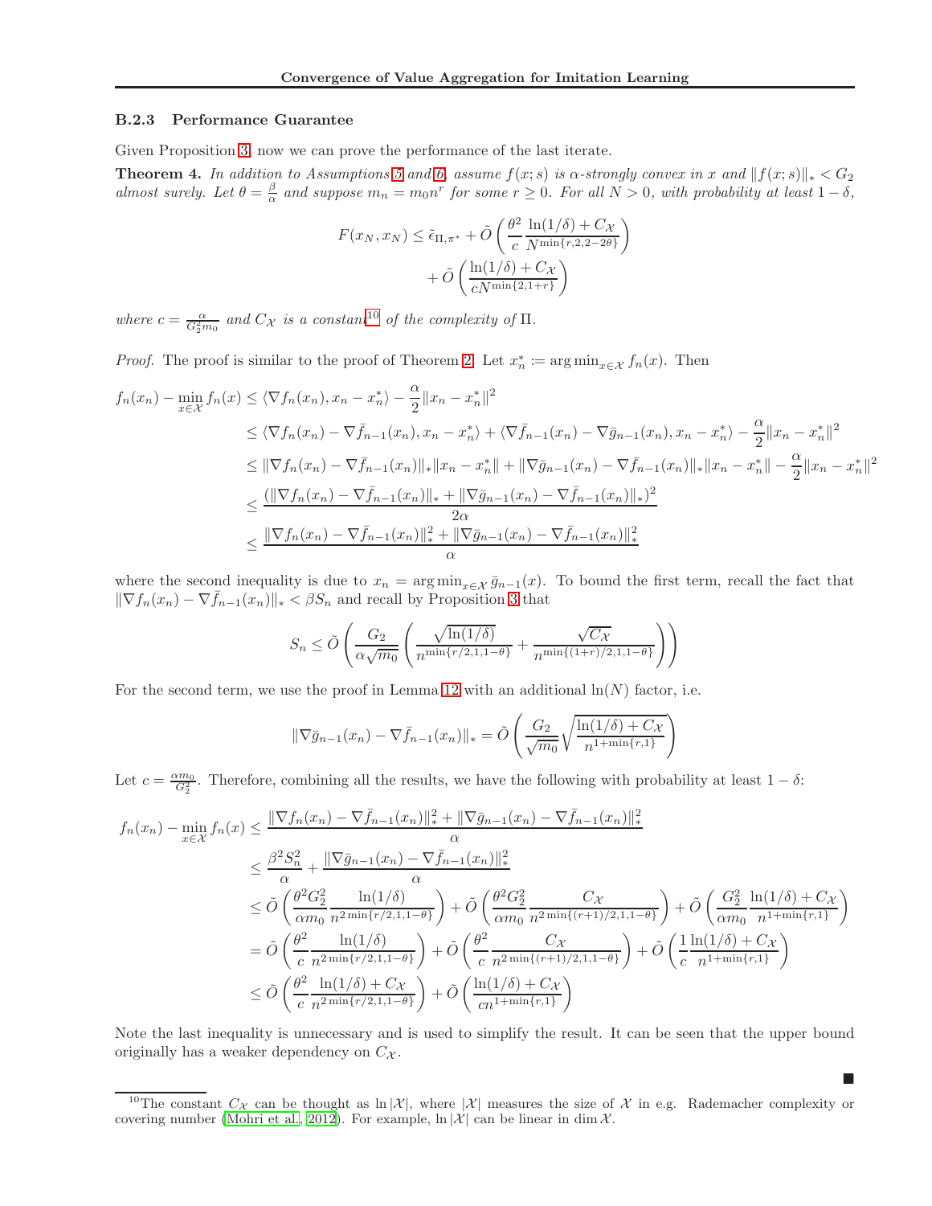### B.2.3 Performance Guarantee

Given Proposition 3, now we can prove the performance of the last iterate.

**Theorem 4.** *In addition to Assumptions 5 and 6, assume $f(x;s)$ is $\alpha$-strongly convex in $x$ and $\|f(x;s)\|_* < G_2$ almost surely. Let $\theta = \frac{\beta}{\alpha}$ and suppose $m_n = m_0 n^r$ for some $r \geq 0$. For all $N > 0$, with probability at least $1-\delta$,*

$$
F(x_N, x_N) \leq \tilde{\epsilon}_{\Pi,\pi^*} + \tilde{O}\left(\frac{\theta^2}{c}\frac{\ln(1/\delta) + C_{\mathcal{X}}}{N^{\min\{r,2,2-2\theta\}}}\right) + \tilde{O}\left(\frac{\ln(1/\delta) + C_{\mathcal{X}}}{cN^{\min\{2,1+r\}}}\right)
$$

*where $c = \frac{\alpha}{G_2^2 m_0}$ and $C_{\mathcal{X}}$ is a constant[10] of the complexity of $\Pi$.*

*Proof.* The proof is similar to the proof of Theorem 2. Let $x_n^* := \arg\min_{x\in\mathcal{X}} f_n(x)$. Then

$$
\begin{aligned}
f_n(x_n) - \min_{x\in\mathcal{X}} f_n(x) &\leq \langle \nabla f_n(x_n), x_n - x_n^* \rangle - \frac{\alpha}{2}\|x_n - x_n^*\|^2 \\
&\leq \langle \nabla f_n(x_n) - \nabla \bar{f}_{n-1}(x_n), x_n - x_n^* \rangle + \langle \nabla \bar{f}_{n-1}(x_n) - \nabla \bar{g}_{n-1}(x_n), x_n - x_n^* \rangle - \frac{\alpha}{2}\|x_n - x_n^*\|^2 \\
&\leq \|\nabla f_n(x_n) - \nabla \bar{f}_{n-1}(x_n)\|_* \|x_n - x_n^*\| + \|\nabla \bar{g}_{n-1}(x_n) - \nabla \bar{f}_{n-1}(x_n)\|_* \|x_n - x_n^*\| - \frac{\alpha}{2}\|x_n - x_n^*\|^2 \\
&\leq \frac{(\|\nabla f_n(x_n) - \nabla \bar{f}_{n-1}(x_n)\|_* + \|\nabla \bar{g}_{n-1}(x_n) - \nabla \bar{f}_{n-1}(x_n)\|_*)^2}{2\alpha} \\
&\leq \frac{\|\nabla f_n(x_n) - \nabla \bar{f}_{n-1}(x_n)\|_*^2 + \|\nabla \bar{g}_{n-1}(x_n) - \nabla \bar{f}_{n-1}(x_n)\|_*^2}{\alpha}
\end{aligned}
$$

where the second inequality is due to $x_n = \arg\min_{x\in\mathcal{X}} \bar{g}_{n-1}(x)$. To bound the first term, recall the fact that $\|\nabla f_n(x_n) - \nabla \bar{f}_{n-1}(x_n)\|_* < \beta S_n$ and recall by Proposition 3 that

$$
S_n \leq \tilde{O}\left(\frac{G_2}{\alpha\sqrt{m_0}}\left(\frac{\sqrt{\ln(1/\delta)}}{n^{\min\{r/2,1,1-\theta\}}} + \frac{\sqrt{C_{\mathcal{X}}}}{n^{\min\{(1+r)/2,1,1-\theta\}}}\right)\right)
$$

For the second term, we use the proof in Lemma 12 with an additional $\ln(N)$ factor, i.e.

$$
\|\nabla \bar{g}_{n-1}(x_n) - \nabla \bar{f}_{n-1}(x_n)\|_* = \tilde{O}\left(\frac{G_2}{\sqrt{m_0}}\sqrt{\frac{\ln(1/\delta) + C_{\mathcal{X}}}{n^{1+\min\{r,1\}}}}\right)
$$

Let $c = \frac{\alpha m_0}{G_2^2}$. Therefore, combining all the results, we have the following with probability at least $1-\delta$:

$$
\begin{aligned}
f_n(x_n) - \min_{x\in\mathcal{X}} f_n(x) &\leq \frac{\|\nabla f_n(x_n) - \nabla \bar{f}_{n-1}(x_n)\|_*^2 + \|\nabla \bar{g}_{n-1}(x_n) - \nabla \bar{f}_{n-1}(x_n)\|_*^2}{\alpha} \\
&\leq \frac{\beta^2 S_n^2}{\alpha} + \frac{\|\nabla \bar{g}_{n-1}(x_n) - \nabla \bar{f}_{n-1}(x_n)\|_*^2}{\alpha} \\
&\leq \tilde{O}\left(\frac{\theta^2 G_2^2}{\alpha m_0}\frac{\ln(1/\delta)}{n^{2\min\{r/2,1,1-\theta\}}}\right) + \tilde{O}\left(\frac{\theta^2 G_2^2}{\alpha m_0}\frac{C_{\mathcal{X}}}{n^{2\min\{(r+1)/2,1,1-\theta\}}}\right) + \tilde{O}\left(\frac{G_2^2}{\alpha m_0}\frac{\ln(1/\delta) + C_{\mathcal{X}}}{n^{1+\min\{r,1\}}}\right) \\
&= \tilde{O}\left(\frac{\theta^2}{c}\frac{\ln(1/\delta)}{n^{2\min\{r/2,1,1-\theta\}}}\right) + \tilde{O}\left(\frac{\theta^2}{c}\frac{C_{\mathcal{X}}}{n^{2\min\{(r+1)/2,1,1-\theta\}}}\right) + \tilde{O}\left(\frac{1}{c}\frac{\ln(1/\delta) + C_{\mathcal{X}}}{n^{1+\min\{r,1\}}}\right) \\
&\leq \tilde{O}\left(\frac{\theta^2}{c}\frac{\ln(1/\delta) + C_{\mathcal{X}}}{n^{2\min\{r/2,1,1-\theta\}}}\right) + \tilde{O}\left(\frac{\ln(1/\delta) + C_{\mathcal{X}}}{cn^{1+\min\{r,1\}}}\right)
\end{aligned}
$$

Note the last inequality is unnecessary and is used to simplify the result. It can be seen that the upper bound originally has a weaker dependency on $C_{\mathcal{X}}$. ■

[10] The constant $C_{\mathcal{X}}$ can be thought as $\ln|\mathcal{X}|$, where $|\mathcal{X}|$ measures the size of $\mathcal{X}$ in e.g. Rademacher complexity or covering number (Mohri et al., 2012). For example, $\ln|\mathcal{X}|$ can be linear in $\dim \mathcal{X}$.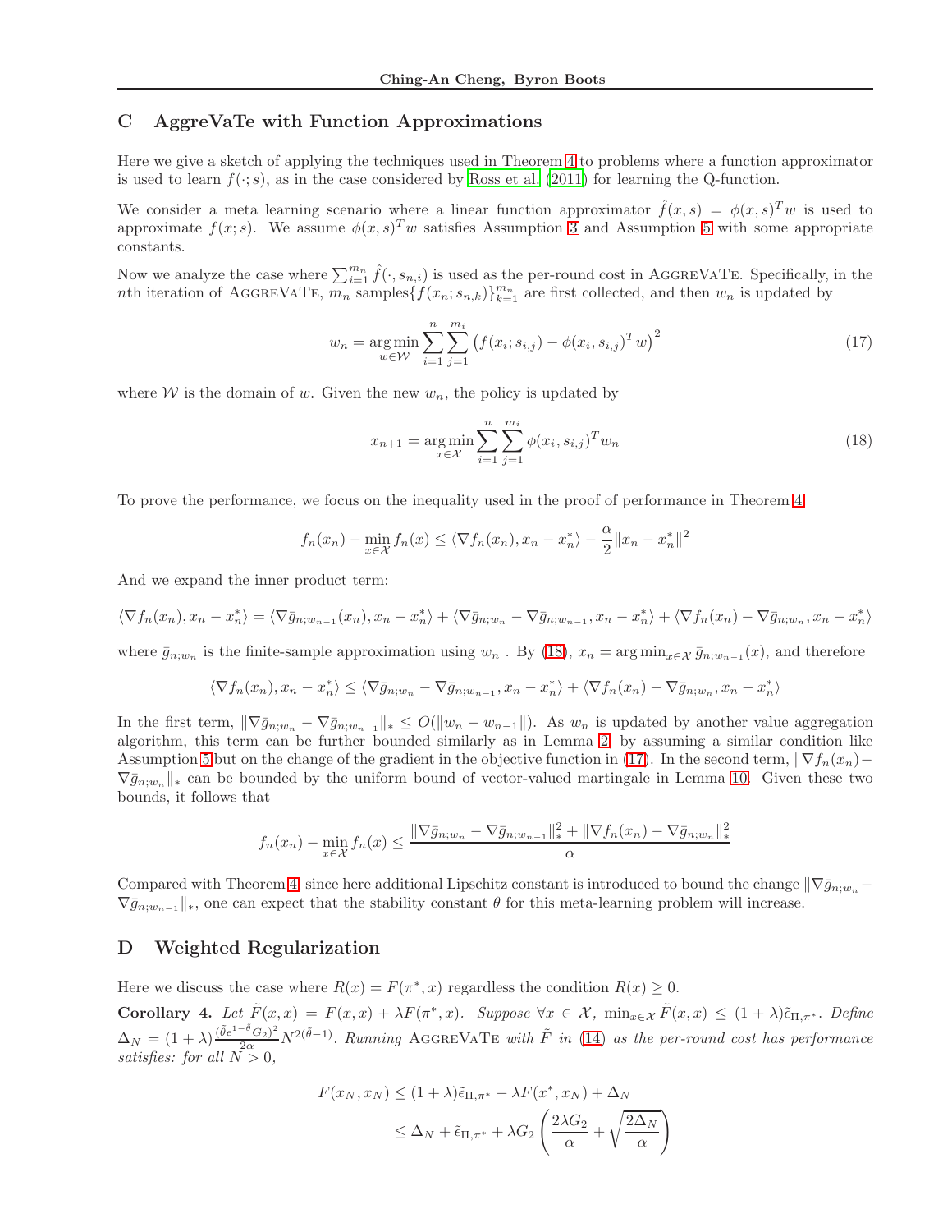## C AggreVaTe with Function Approximations

Here we give a sketch of applying the techniques used in Theorem 4 to problems where a function approximator is used to learn $f(\cdot; s)$, as in the case considered by Ross et al. (2011) for learning the Q-function.

We consider a meta learning scenario where a linear function approximator $\hat{f}(x, s) = \phi(x, s)^T w$ is used to approximate $f(x; s)$. We assume $\phi(x, s)^T w$ satisfies Assumption 3 and Assumption 5 with some appropriate constants.

Now we analyze the case where $\sum_{i=1}^{m_n} \hat{f}(\cdot, s_{n,i})$ is used as the per-round cost in AggreVaTe. Specifically, in the $n$th iteration of AggreVaTe, $m_n$ samples$\{f(x_n; s_{n,k})\}_{k=1}^{m_n}$ are first collected, and then $w_n$ is updated by

$$w_n = \arg\min_{w \in \mathcal{W}} \sum_{i=1}^{n} \sum_{j=1}^{m_i} \left( f(x_i; s_{i,j}) - \phi(x_i, s_{i,j})^T w \right)^2 \tag{17}$$

where $\mathcal{W}$ is the domain of $w$. Given the new $w_n$, the policy is updated by

$$x_{n+1} = \arg\min_{x \in \mathcal{X}} \sum_{i=1}^{n} \sum_{j=1}^{m_i} \phi(x_i, s_{i,j})^T w_n \tag{18}$$

To prove the performance, we focus on the inequality used in the proof of performance in Theorem 4

$$f_n(x_n) - \min_{x \in \mathcal{X}} f_n(x) \le \langle \nabla f_n(x_n), x_n - x_n^* \rangle - \frac{\alpha}{2} \|x_n - x_n^*\|^2$$

And we expand the inner product term:

$$\langle \nabla f_n(x_n), x_n - x_n^* \rangle = \langle \nabla \bar{g}_{n;w_{n-1}}(x_n), x_n - x_n^* \rangle + \langle \nabla \bar{g}_{n;w_n} - \nabla \bar{g}_{n;w_{n-1}}, x_n - x_n^* \rangle + \langle \nabla f_n(x_n) - \nabla \bar{g}_{n;w_n}, x_n - x_n^* \rangle$$

where $\bar{g}_{n;w_n}$ is the finite-sample approximation using $w_n$ . By (18), $x_n = \arg\min_{x \in \mathcal{X}} \bar{g}_{n;w_{n-1}}(x)$, and therefore

$$\langle \nabla f_n(x_n), x_n - x_n^* \rangle \le \langle \nabla \bar{g}_{n;w_n} - \nabla \bar{g}_{n;w_{n-1}}, x_n - x_n^* \rangle + \langle \nabla f_n(x_n) - \nabla \bar{g}_{n;w_n}, x_n - x_n^* \rangle$$

In the first term, $\|\nabla \bar{g}_{n;w_n} - \nabla \bar{g}_{n;w_{n-1}}\|_* \le O(\|w_n - w_{n-1}\|)$. As $w_n$ is updated by another value aggregation algorithm, this term can be further bounded similarly as in Lemma 2, by assuming a similar condition like Assumption 5 but on the change of the gradient in the objective function in (17). In the second term, $\|\nabla f_n(x_n) - \nabla \bar{g}_{n;w_n}\|_*$ can be bounded by the uniform bound of vector-valued martingale in Lemma 10. Given these two bounds, it follows that

$$f_n(x_n) - \min_{x \in \mathcal{X}} f_n(x) \le \frac{\|\nabla \bar{g}_{n;w_n} - \nabla \bar{g}_{n;w_{n-1}}\|_*^2 + \|\nabla f_n(x_n) - \nabla \bar{g}_{n;w_n}\|_*^2}{\alpha}$$

Compared with Theorem 4, since here additional Lipschitz constant is introduced to bound the change $\|\nabla \bar{g}_{n;w_n} - \nabla \bar{g}_{n;w_{n-1}}\|_*$, one can expect that the stability constant $\theta$ for this meta-learning problem will increase.

## D Weighted Regularization

Here we discuss the case where $R(x) = F(\pi^*, x)$ regardless the condition $R(x) \ge 0$.

**Corollary 4.** *Let $\tilde{F}(x, x) = F(x, x) + \lambda F(\pi^*, x)$. Suppose $\forall x \in \mathcal{X}$, $\min_{x \in \mathcal{X}} \tilde{F}(x, x) \le (1 + \lambda)\tilde{\epsilon}_{\Pi,\pi^*}$. Define $\Delta_N = (1 + \lambda)\frac{(\tilde{\theta} e^{1-\tilde{\theta}} G_2)^2}{2\alpha} N^{2(\tilde{\theta}-1)}$. Running AggreVaTe with $\tilde{F}$ in (14) as the per-round cost has performance satisfies: for all $N > 0$,*

$$\begin{aligned}
F(x_N, x_N) &\le (1 + \lambda)\tilde{\epsilon}_{\Pi,\pi^*} - \lambda F(x^*, x_N) + \Delta_N \\
&\le \Delta_N + \tilde{\epsilon}_{\Pi,\pi^*} + \lambda G_2 \left( \frac{2\lambda G_2}{\alpha} + \sqrt{\frac{2\Delta_N}{\alpha}} \right)
\end{aligned}$$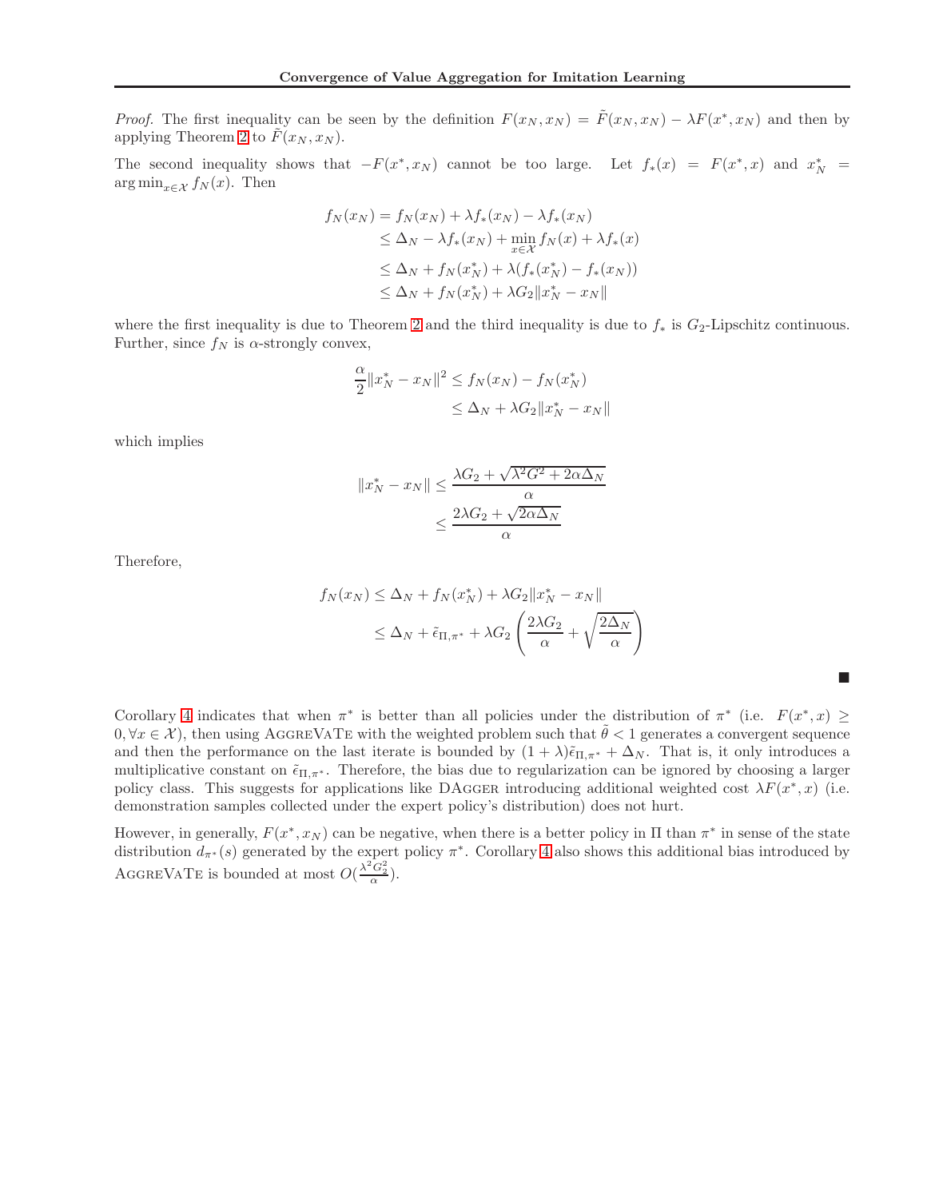*Proof.* The first inequality can be seen by the definition $F(x_N, x_N) = \tilde{F}(x_N, x_N) - \lambda F(x^*, x_N)$ and then by applying Theorem 2 to $\tilde{F}(x_N, x_N)$.

The second inequality shows that $-F(x^*, x_N)$ cannot be too large. Let $f_*(x) = F(x^*, x)$ and $x_N^* = \arg\min_{x \in \mathcal{X}} f_N(x)$. Then

$$
\begin{aligned}
f_N(x_N) &= f_N(x_N) + \lambda f_*(x_N) - \lambda f_*(x_N) \\
&\leq \Delta_N - \lambda f_*(x_N) + \min_{x \in \mathcal{X}} f_N(x) + \lambda f_*(x) \\
&\leq \Delta_N + f_N(x_N^*) + \lambda (f_*(x_N^*) - f_*(x_N)) \\
&\leq \Delta_N + f_N(x_N^*) + \lambda G_2 \|x_N^* - x_N\|
\end{aligned}
$$

where the first inequality is due to Theorem 2 and the third inequality is due to $f_*$ is $G_2$-Lipschitz continuous. Further, since $f_N$ is $\alpha$-strongly convex,

$$
\begin{aligned}
\frac{\alpha}{2} \|x_N^* - x_N\|^2 &\leq f_N(x_N) - f_N(x_N^*) \\
&\leq \Delta_N + \lambda G_2 \|x_N^* - x_N\|
\end{aligned}
$$

which implies

$$
\begin{aligned}
\|x_N^* - x_N\| &\leq \frac{\lambda G_2 + \sqrt{\lambda^2 G^2 + 2\alpha \Delta_N}}{\alpha} \\
&\leq \frac{2\lambda G_2 + \sqrt{2\alpha \Delta_N}}{\alpha}
\end{aligned}
$$

Therefore,

$$
\begin{aligned}
f_N(x_N) &\leq \Delta_N + f_N(x_N^*) + \lambda G_2 \|x_N^* - x_N\| \\
&\leq \Delta_N + \tilde{\epsilon}_{\Pi, \pi^*} + \lambda G_2 \left( \frac{2\lambda G_2}{\alpha} + \sqrt{\frac{2\Delta_N}{\alpha}} \right)
\end{aligned}
$$

■

Corollary 4 indicates that when $\pi^*$ is better than all policies under the distribution of $\pi^*$ (i.e. $F(x^*, x) \geq 0, \forall x \in \mathcal{X}$), then using AggreVaTe with the weighted problem such that $\tilde{\theta} < 1$ generates a convergent sequence and then the performance on the last iterate is bounded by $(1 + \lambda)\tilde{\epsilon}_{\Pi, \pi^*} + \Delta_N$. That is, it only introduces a multiplicative constant on $\tilde{\epsilon}_{\Pi, \pi^*}$. Therefore, the bias due to regularization can be ignored by choosing a larger policy class. This suggests for applications like DAgger introducing additional weighted cost $\lambda F(x^*, x)$ (i.e. demonstration samples collected under the expert policy's distribution) does not hurt.

However, in generally, $F(x^*, x_N)$ can be negative, when there is a better policy in $\Pi$ than $\pi^*$ in sense of the state distribution $d_{\pi^*}(s)$ generated by the expert policy $\pi^*$. Corollary 4 also shows this additional bias introduced by AggreVaTe is bounded at most $O(\frac{\lambda^2 G_2^2}{\alpha})$.